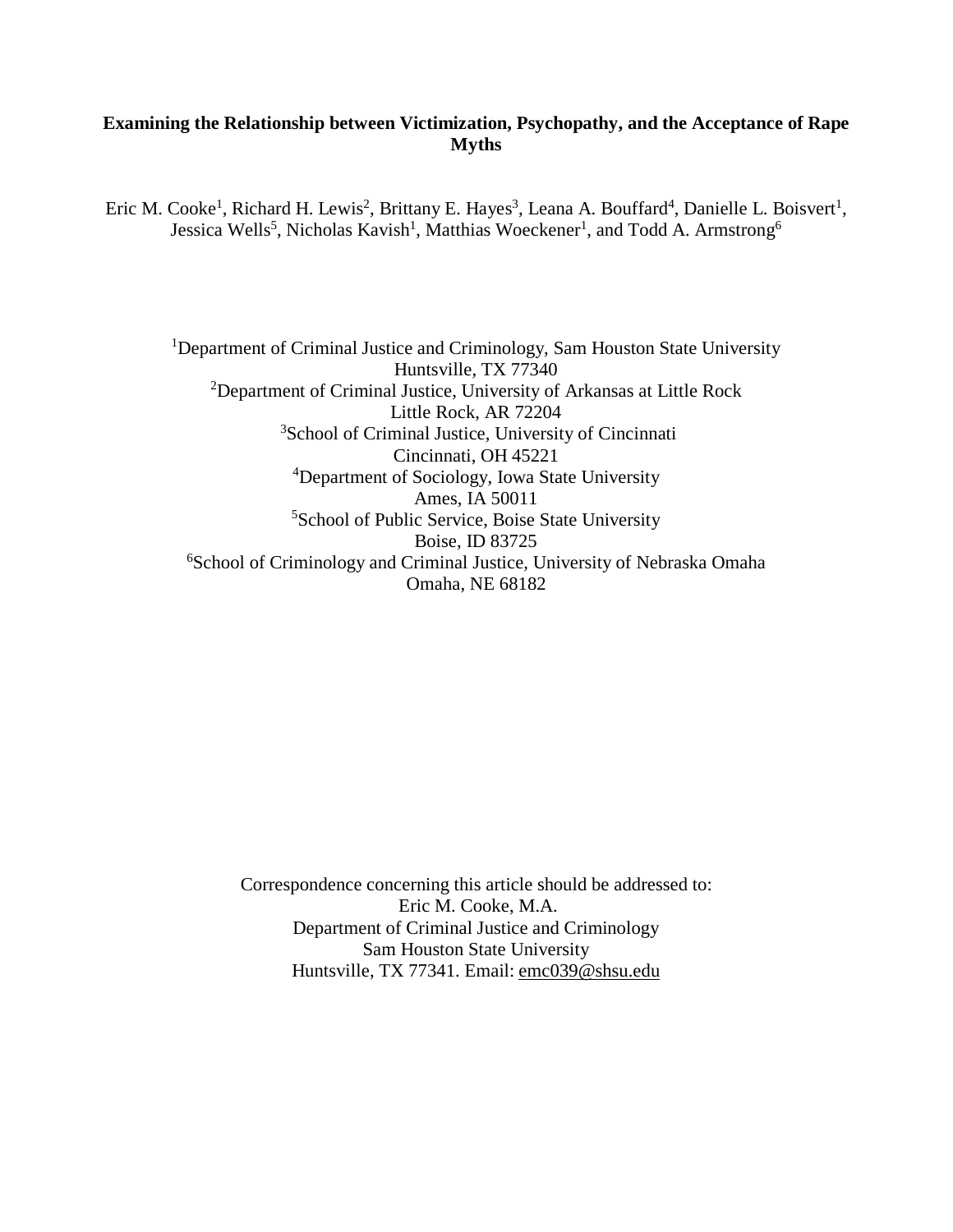# Examining the Relationship between Victimization, Psychopathy, and the Acceptance of Rape Myths

Eric M. Cooke[1], Richard H. Lewis[2], Brittany E. Hayes[3], Leana A. Bouffard[4], Danielle L. Boisvert[1], Jessica Wells[5], Nicholas Kavish[1], Matthias Woeckener[1], and Todd A. Armstrong[6]

[1]Department of Criminal Justice and Criminology, Sam Houston State University
Huntsville, TX 77340
[2]Department of Criminal Justice, University of Arkansas at Little Rock
Little Rock, AR 72204
[3]School of Criminal Justice, University of Cincinnati
Cincinnati, OH 45221
[4]Department of Sociology, Iowa State University
Ames, IA 50011
[5]School of Public Service, Boise State University
Boise, ID 83725
[6]School of Criminology and Criminal Justice, University of Nebraska Omaha
Omaha, NE 68182

Correspondence concerning this article should be addressed to:
Eric M. Cooke, M.A.
Department of Criminal Justice and Criminology
Sam Houston State University
Huntsville, TX 77341. Email: emc039@shsu.edu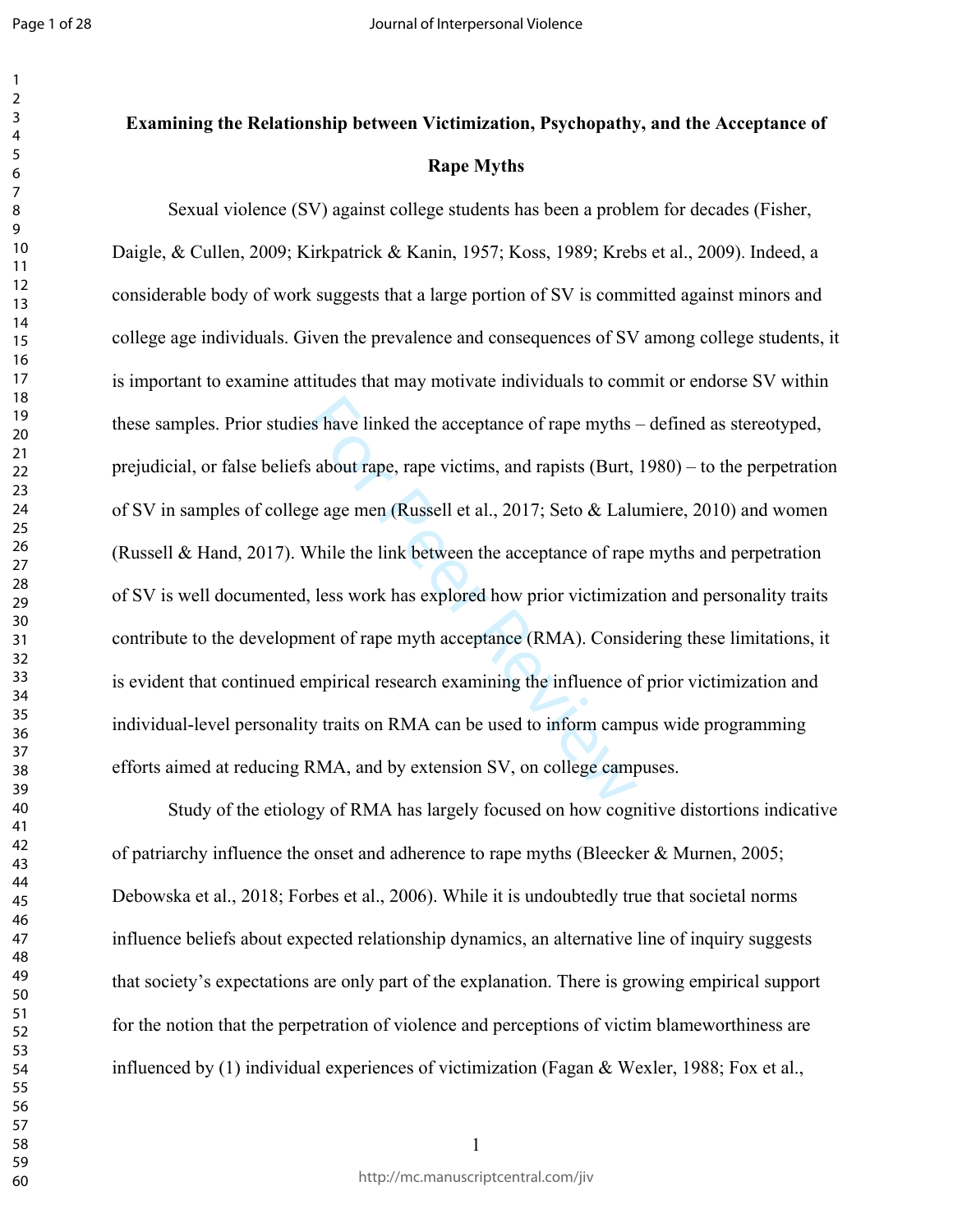**Examining the Relationship between Victimization, Psychopathy, and the Acceptance of Rape Myths**

Sexual violence (SV) against college students has been a problem for decades (Fisher, Daigle, & Cullen, 2009; Kirkpatrick & Kanin, 1957; Koss, 1989; Krebs et al., 2009). Indeed, a considerable body of work suggests that a large portion of SV is committed against minors and college age individuals. Given the prevalence and consequences of SV among college students, it is important to examine attitudes that may motivate individuals to commit or endorse SV within these samples. Prior studies have linked the acceptance of rape myths – defined as stereotyped, prejudicial, or false beliefs about rape, rape victims, and rapists (Burt, 1980) – to the perpetration of SV in samples of college age men (Russell et al., 2017; Seto & Lalumiere, 2010) and women (Russell & Hand, 2017). While the link between the acceptance of rape myths and perpetration of SV is well documented, less work has explored how prior victimization and personality traits contribute to the development of rape myth acceptance (RMA). Considering these limitations, it is evident that continued empirical research examining the influence of prior victimization and individual-level personality traits on RMA can be used to inform campus wide programming efforts aimed at reducing RMA, and by extension SV, on college campuses.

Study of the etiology of RMA has largely focused on how cognitive distortions indicative of patriarchy influence the onset and adherence to rape myths (Bleecker & Murnen, 2005; Debowska et al., 2018; Forbes et al., 2006). While it is undoubtedly true that societal norms influence beliefs about expected relationship dynamics, an alternative line of inquiry suggests that society's expectations are only part of the explanation. There is growing empirical support for the notion that the perpetration of violence and perceptions of victim blameworthiness are influenced by (1) individual experiences of victimization (Fagan & Wexler, 1988; Fox et al.,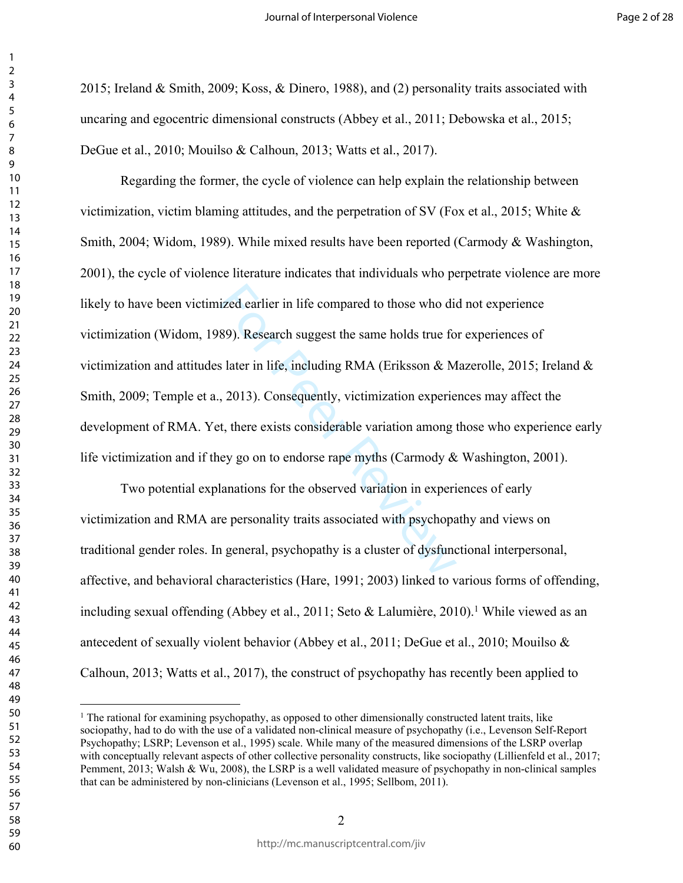2015; Ireland & Smith, 2009; Koss, & Dinero, 1988), and (2) personality traits associated with uncaring and egocentric dimensional constructs (Abbey et al., 2011; Debowska et al., 2015; DeGue et al., 2010; Mouilso & Calhoun, 2013; Watts et al., 2017).

Regarding the former, the cycle of violence can help explain the relationship between victimization, victim blaming attitudes, and the perpetration of SV (Fox et al., 2015; White & Smith, 2004; Widom, 1989). While mixed results have been reported (Carmody & Washington, 2001), the cycle of violence literature indicates that individuals who perpetrate violence are more likely to have been victimized earlier in life compared to those who did not experience victimization (Widom, 1989). Research suggest the same holds true for experiences of victimization and attitudes later in life, including RMA (Eriksson & Mazerolle, 2015; Ireland & Smith, 2009; Temple et a., 2013). Consequently, victimization experiences may affect the development of RMA. Yet, there exists considerable variation among those who experience early life victimization and if they go on to endorse rape myths (Carmody & Washington, 2001).

Two potential explanations for the observed variation in experiences of early victimization and RMA are personality traits associated with psychopathy and views on traditional gender roles. In general, psychopathy is a cluster of dysfunctional interpersonal, affective, and behavioral characteristics (Hare, 1991; 2003) linked to various forms of offending, including sexual offending (Abbey et al., 2011; Seto & Lalumière, 2010).[1] While viewed as an antecedent of sexually violent behavior (Abbey et al., 2011; DeGue et al., 2010; Mouilso & Calhoun, 2013; Watts et al., 2017), the construct of psychopathy has recently been applied to

[1] The rational for examining psychopathy, as opposed to other dimensionally constructed latent traits, like sociopathy, had to do with the use of a validated non-clinical measure of psychopathy (i.e., Levenson Self-Report Psychopathy; LSRP; Levenson et al., 1995) scale. While many of the measured dimensions of the LSRP overlap with conceptually relevant aspects of other collective personality constructs, like sociopathy (Lillienfeld et al., 2017; Pemment, 2013; Walsh & Wu, 2008), the LSRP is a well validated measure of psychopathy in non-clinical samples that can be administered by non-clinicians (Levenson et al., 1995; Sellbom, 2011).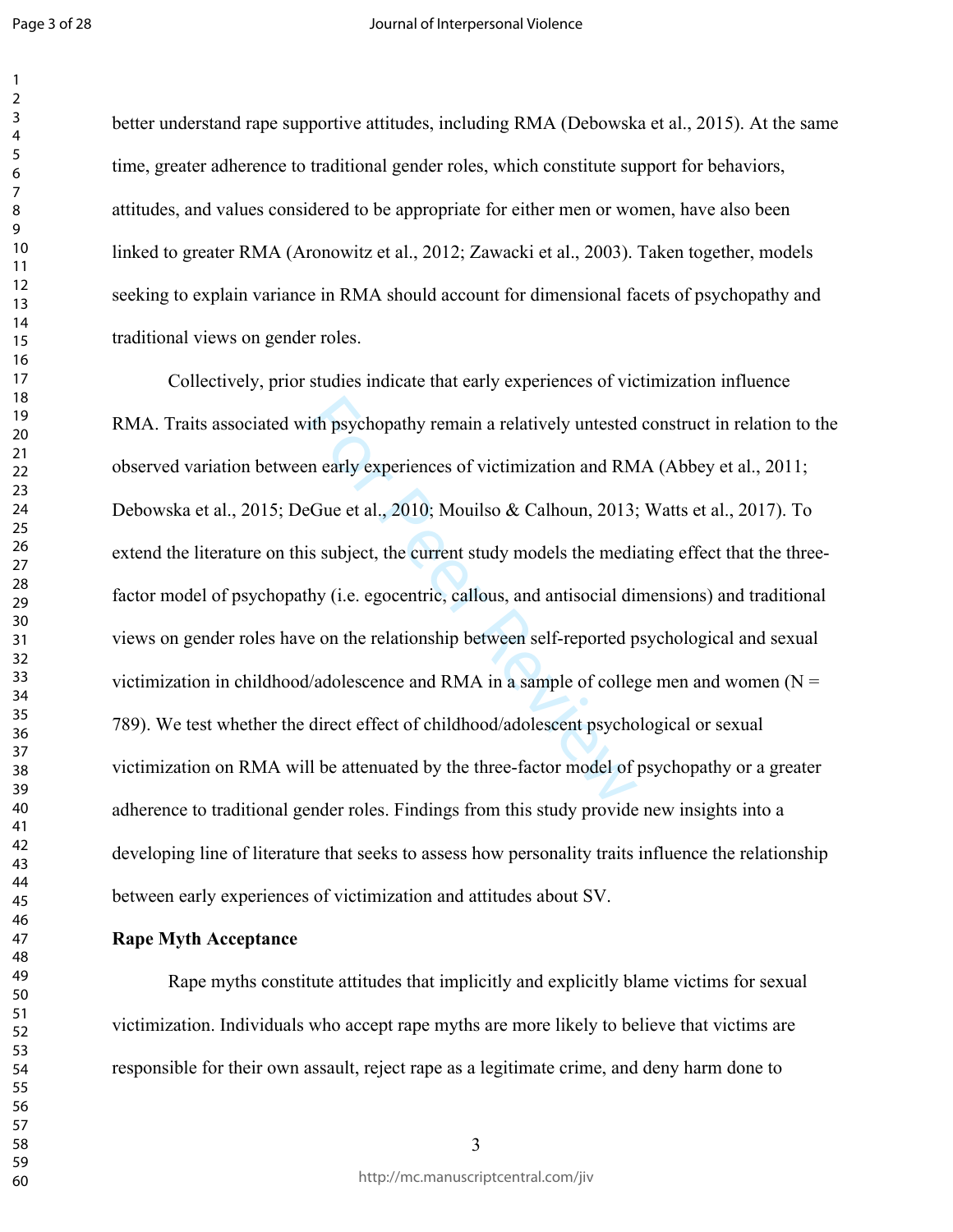better understand rape supportive attitudes, including RMA (Debowska et al., 2015). At the same time, greater adherence to traditional gender roles, which constitute support for behaviors, attitudes, and values considered to be appropriate for either men or women, have also been linked to greater RMA (Aronowitz et al., 2012; Zawacki et al., 2003). Taken together, models seeking to explain variance in RMA should account for dimensional facets of psychopathy and traditional views on gender roles.

Collectively, prior studies indicate that early experiences of victimization influence RMA. Traits associated with psychopathy remain a relatively untested construct in relation to the observed variation between early experiences of victimization and RMA (Abbey et al., 2011; Debowska et al., 2015; DeGue et al., 2010; Mouilso & Calhoun, 2013; Watts et al., 2017). To extend the literature on this subject, the current study models the mediating effect that the three-factor model of psychopathy (i.e. egocentric, callous, and antisocial dimensions) and traditional views on gender roles have on the relationship between self-reported psychological and sexual victimization in childhood/adolescence and RMA in a sample of college men and women (N = 789). We test whether the direct effect of childhood/adolescent psychological or sexual victimization on RMA will be attenuated by the three-factor model of psychopathy or a greater adherence to traditional gender roles. Findings from this study provide new insights into a developing line of literature that seeks to assess how personality traits influence the relationship between early experiences of victimization and attitudes about SV.

**Rape Myth Acceptance**

Rape myths constitute attitudes that implicitly and explicitly blame victims for sexual victimization. Individuals who accept rape myths are more likely to believe that victims are responsible for their own assault, reject rape as a legitimate crime, and deny harm done to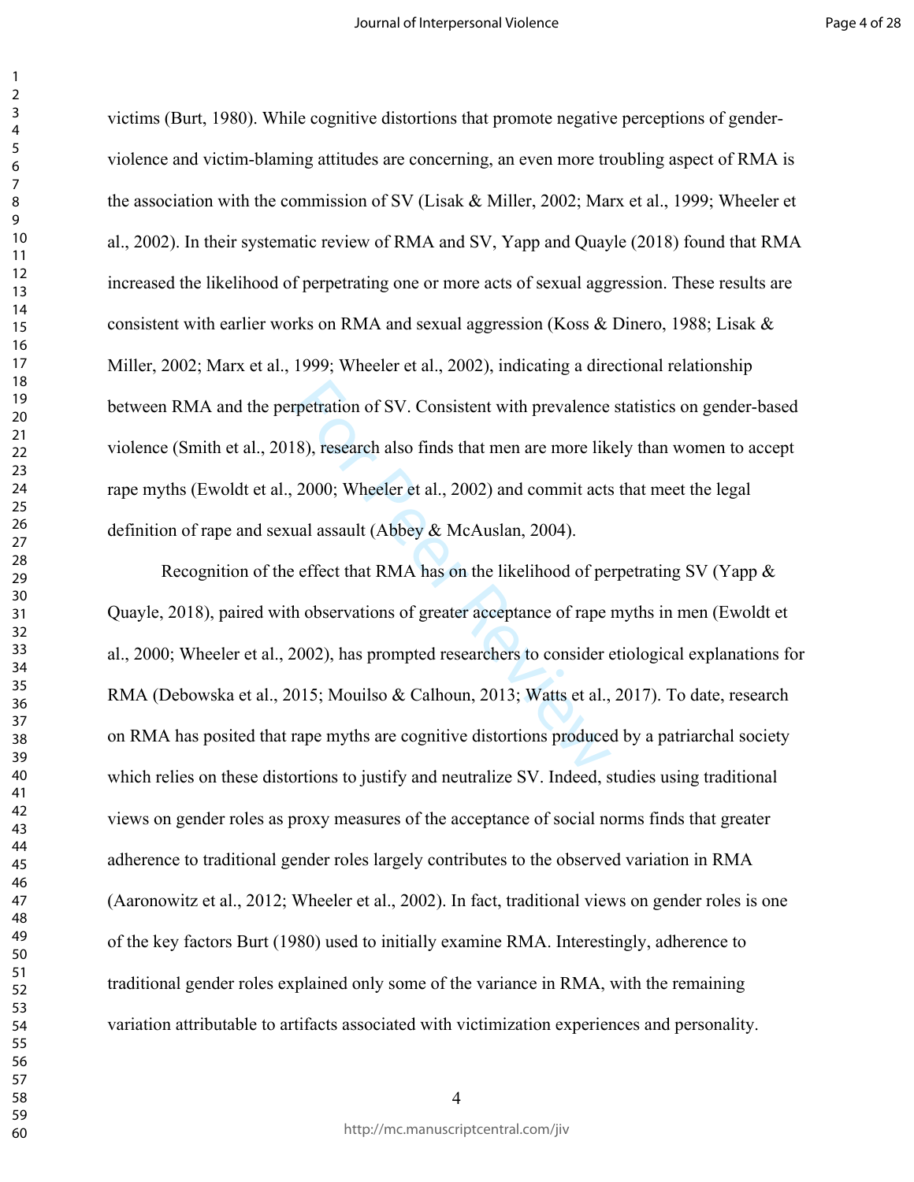victims (Burt, 1980). While cognitive distortions that promote negative perceptions of gender-violence and victim-blaming attitudes are concerning, an even more troubling aspect of RMA is the association with the commission of SV (Lisak & Miller, 2002; Marx et al., 1999; Wheeler et al., 2002). In their systematic review of RMA and SV, Yapp and Quayle (2018) found that RMA increased the likelihood of perpetrating one or more acts of sexual aggression. These results are consistent with earlier works on RMA and sexual aggression (Koss & Dinero, 1988; Lisak & Miller, 2002; Marx et al., 1999; Wheeler et al., 2002), indicating a directional relationship between RMA and the perpetration of SV. Consistent with prevalence statistics on gender-based violence (Smith et al., 2018), research also finds that men are more likely than women to accept rape myths (Ewoldt et al., 2000; Wheeler et al., 2002) and commit acts that meet the legal definition of rape and sexual assault (Abbey & McAuslan, 2004).

Recognition of the effect that RMA has on the likelihood of perpetrating SV (Yapp & Quayle, 2018), paired with observations of greater acceptance of rape myths in men (Ewoldt et al., 2000; Wheeler et al., 2002), has prompted researchers to consider etiological explanations for RMA (Debowska et al., 2015; Mouilso & Calhoun, 2013; Watts et al., 2017). To date, research on RMA has posited that rape myths are cognitive distortions produced by a patriarchal society which relies on these distortions to justify and neutralize SV. Indeed, studies using traditional views on gender roles as proxy measures of the acceptance of social norms finds that greater adherence to traditional gender roles largely contributes to the observed variation in RMA (Aaronowitz et al., 2012; Wheeler et al., 2002). In fact, traditional views on gender roles is one of the key factors Burt (1980) used to initially examine RMA. Interestingly, adherence to traditional gender roles explained only some of the variance in RMA, with the remaining variation attributable to artifacts associated with victimization experiences and personality.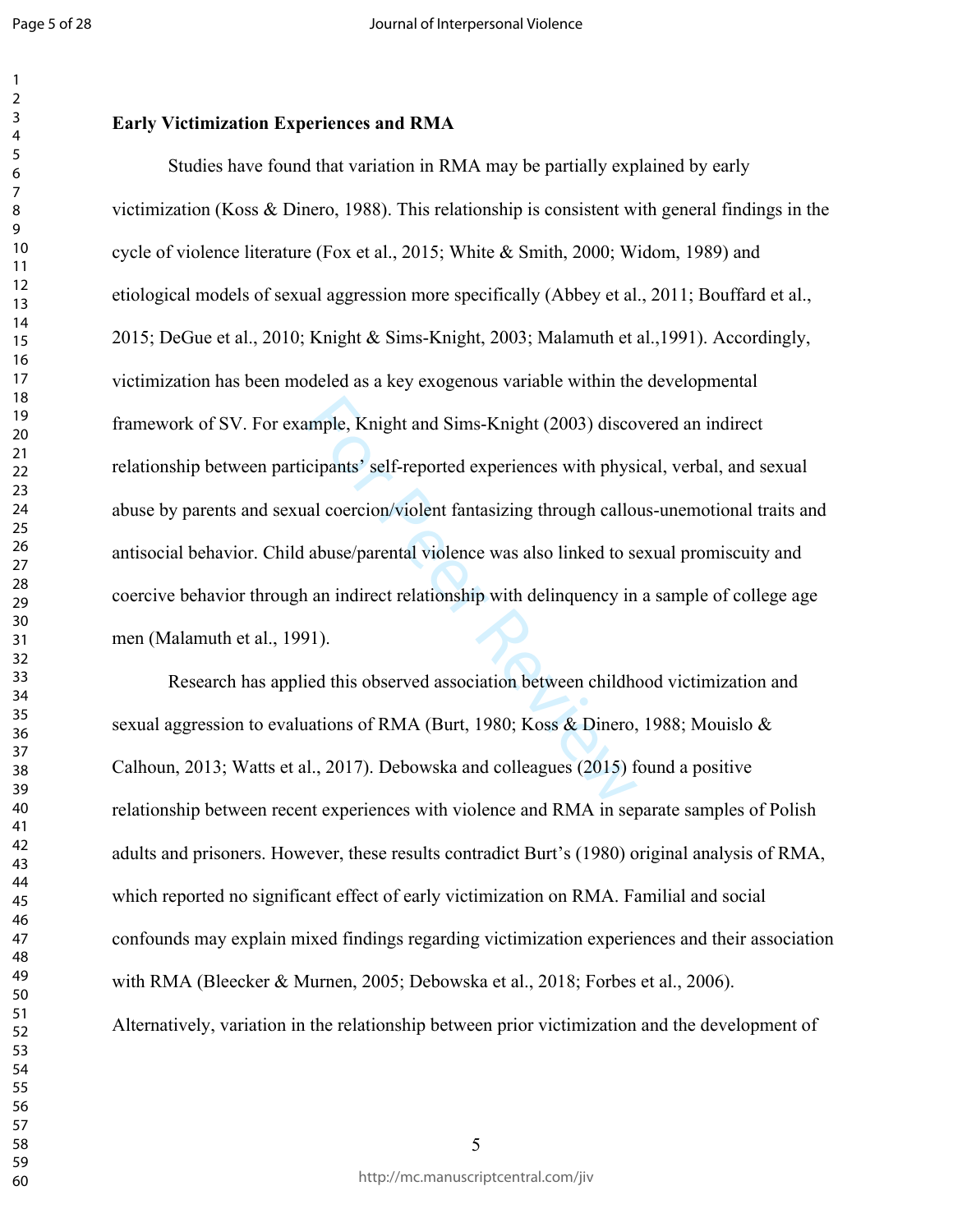### Early Victimization Experiences and RMA

Studies have found that variation in RMA may be partially explained by early victimization (Koss & Dinero, 1988). This relationship is consistent with general findings in the cycle of violence literature (Fox et al., 2015; White & Smith, 2000; Widom, 1989) and etiological models of sexual aggression more specifically (Abbey et al., 2011; Bouffard et al., 2015; DeGue et al., 2010; Knight & Sims-Knight, 2003; Malamuth et al.,1991). Accordingly, victimization has been modeled as a key exogenous variable within the developmental framework of SV. For example, Knight and Sims-Knight (2003) discovered an indirect relationship between participants' self-reported experiences with physical, verbal, and sexual abuse by parents and sexual coercion/violent fantasizing through callous-unemotional traits and antisocial behavior. Child abuse/parental violence was also linked to sexual promiscuity and coercive behavior through an indirect relationship with delinquency in a sample of college age men (Malamuth et al., 1991).

Research has applied this observed association between childhood victimization and sexual aggression to evaluations of RMA (Burt, 1980; Koss & Dinero, 1988; Mouislo & Calhoun, 2013; Watts et al., 2017). Debowska and colleagues (2015) found a positive relationship between recent experiences with violence and RMA in separate samples of Polish adults and prisoners. However, these results contradict Burt's (1980) original analysis of RMA, which reported no significant effect of early victimization on RMA. Familial and social confounds may explain mixed findings regarding victimization experiences and their association with RMA (Bleecker & Murnen, 2005; Debowska et al., 2018; Forbes et al., 2006). Alternatively, variation in the relationship between prior victimization and the development of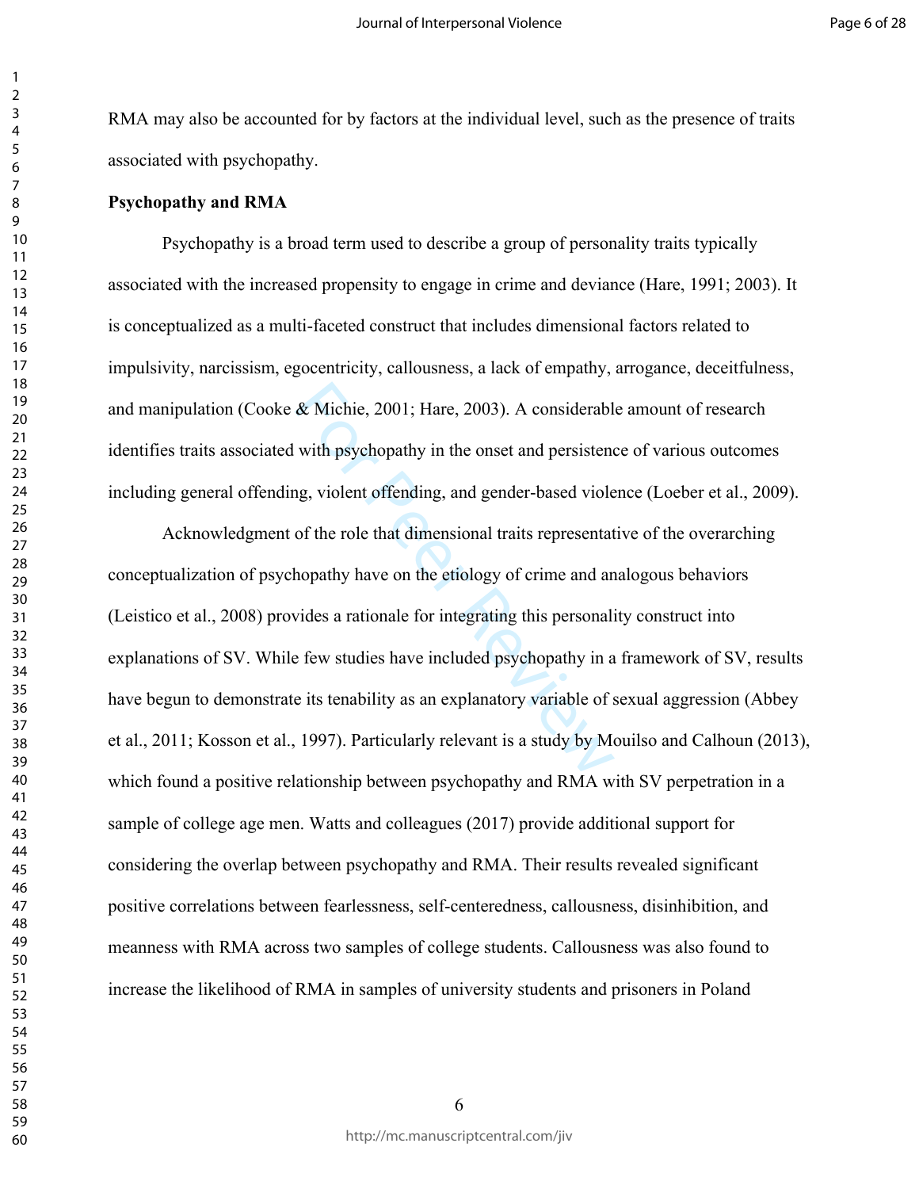RMA may also be accounted for by factors at the individual level, such as the presence of traits associated with psychopathy.

**Psychopathy and RMA**

Psychopathy is a broad term used to describe a group of personality traits typically associated with the increased propensity to engage in crime and deviance (Hare, 1991; 2003). It is conceptualized as a multi-faceted construct that includes dimensional factors related to impulsivity, narcissism, egocentricity, callousness, a lack of empathy, arrogance, deceitfulness, and manipulation (Cooke & Michie, 2001; Hare, 2003). A considerable amount of research identifies traits associated with psychopathy in the onset and persistence of various outcomes including general offending, violent offending, and gender-based violence (Loeber et al., 2009).

Acknowledgment of the role that dimensional traits representative of the overarching conceptualization of psychopathy have on the etiology of crime and analogous behaviors (Leistico et al., 2008) provides a rationale for integrating this personality construct into explanations of SV. While few studies have included psychopathy in a framework of SV, results have begun to demonstrate its tenability as an explanatory variable of sexual aggression (Abbey et al., 2011; Kosson et al., 1997). Particularly relevant is a study by Mouilso and Calhoun (2013), which found a positive relationship between psychopathy and RMA with SV perpetration in a sample of college age men. Watts and colleagues (2017) provide additional support for considering the overlap between psychopathy and RMA. Their results revealed significant positive correlations between fearlessness, self-centeredness, callousness, disinhibition, and meanness with RMA across two samples of college students. Callousness was also found to increase the likelihood of RMA in samples of university students and prisoners in Poland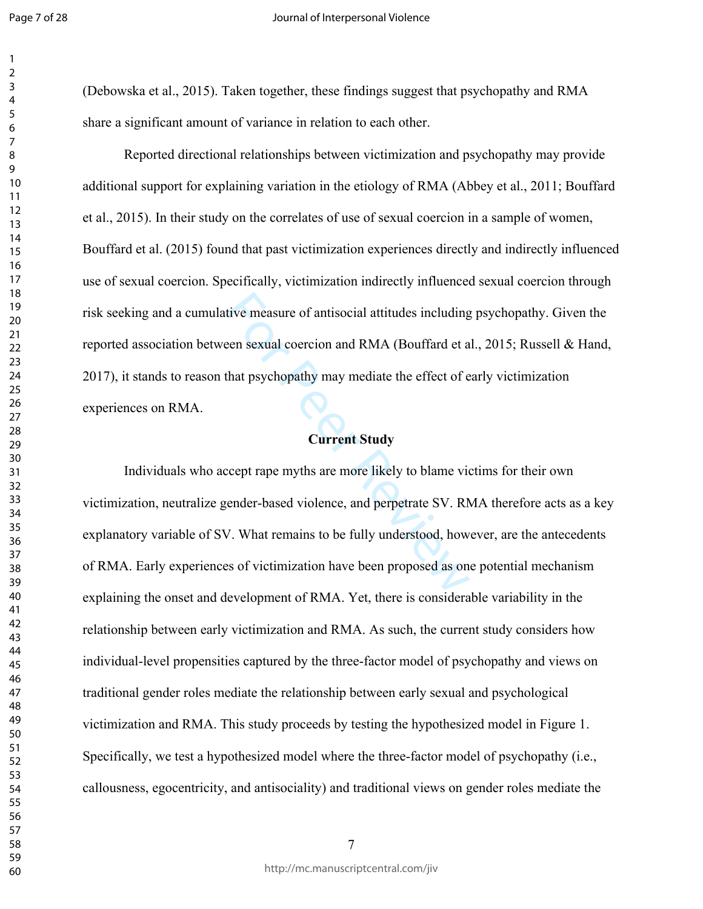(Debowska et al., 2015). Taken together, these findings suggest that psychopathy and RMA share a significant amount of variance in relation to each other.

Reported directional relationships between victimization and psychopathy may provide additional support for explaining variation in the etiology of RMA (Abbey et al., 2011; Bouffard et al., 2015). In their study on the correlates of use of sexual coercion in a sample of women, Bouffard et al. (2015) found that past victimization experiences directly and indirectly influenced use of sexual coercion. Specifically, victimization indirectly influenced sexual coercion through risk seeking and a cumulative measure of antisocial attitudes including psychopathy. Given the reported association between sexual coercion and RMA (Bouffard et al., 2015; Russell & Hand, 2017), it stands to reason that psychopathy may mediate the effect of early victimization experiences on RMA.

## Current Study

Individuals who accept rape myths are more likely to blame victims for their own victimization, neutralize gender-based violence, and perpetrate SV. RMA therefore acts as a key explanatory variable of SV. What remains to be fully understood, however, are the antecedents of RMA. Early experiences of victimization have been proposed as one potential mechanism explaining the onset and development of RMA. Yet, there is considerable variability in the relationship between early victimization and RMA. As such, the current study considers how individual-level propensities captured by the three-factor model of psychopathy and views on traditional gender roles mediate the relationship between early sexual and psychological victimization and RMA. This study proceeds by testing the hypothesized model in Figure 1. Specifically, we test a hypothesized model where the three-factor model of psychopathy (i.e., callousness, egocentricity, and antisociality) and traditional views on gender roles mediate the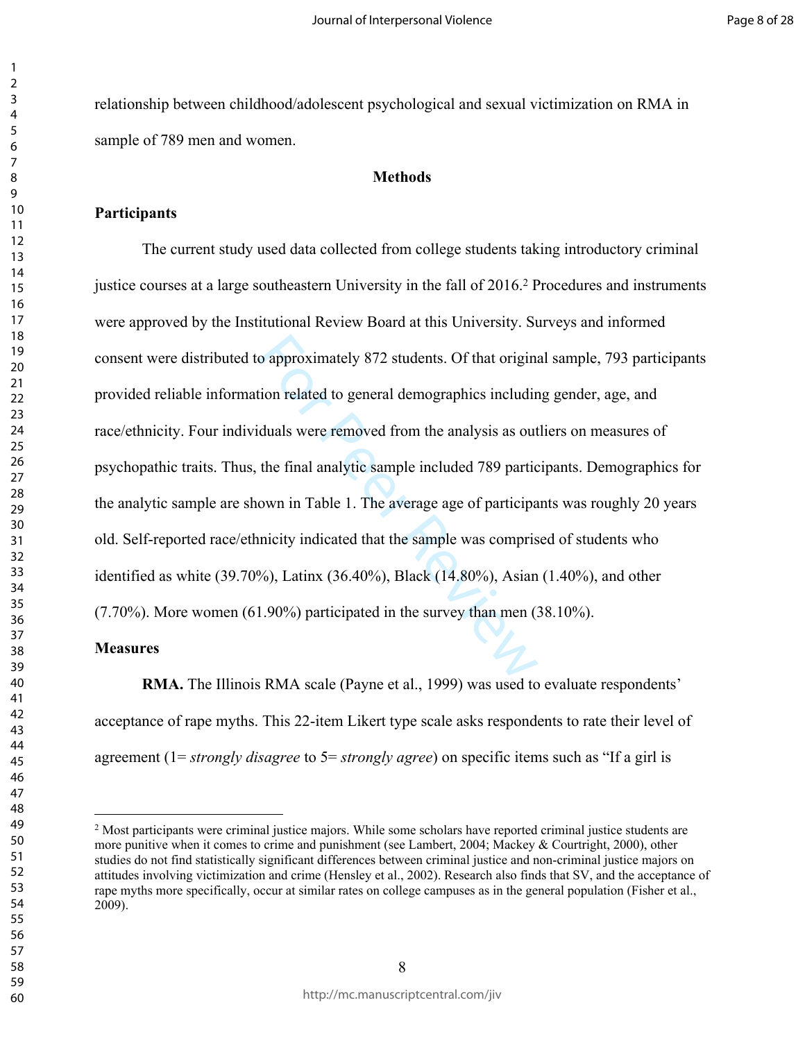relationship between childhood/adolescent psychological and sexual victimization on RMA in sample of 789 men and women.

## Methods

### Participants

The current study used data collected from college students taking introductory criminal justice courses at a large southeastern University in the fall of 2016.[2] Procedures and instruments were approved by the Institutional Review Board at this University. Surveys and informed consent were distributed to approximately 872 students. Of that original sample, 793 participants provided reliable information related to general demographics including gender, age, and race/ethnicity. Four individuals were removed from the analysis as outliers on measures of psychopathic traits. Thus, the final analytic sample included 789 participants. Demographics for the analytic sample are shown in Table 1. The average age of participants was roughly 20 years old. Self-reported race/ethnicity indicated that the sample was comprised of students who identified as white (39.70%), Latinx (36.40%), Black (14.80%), Asian (1.40%), and other (7.70%). More women (61.90%) participated in the survey than men (38.10%).

### Measures

**RMA.** The Illinois RMA scale (Payne et al., 1999) was used to evaluate respondents' acceptance of rape myths. This 22-item Likert type scale asks respondents to rate their level of agreement (1= *strongly disagree* to 5= *strongly agree*) on specific items such as "If a girl is

---

[2] Most participants were criminal justice majors. While some scholars have reported criminal justice students are more punitive when it comes to crime and punishment (see Lambert, 2004; Mackey & Courtright, 2000), other studies do not find statistically significant differences between criminal justice and non-criminal justice majors on attitudes involving victimization and crime (Hensley et al., 2002). Research also finds that SV, and the acceptance of rape myths more specifically, occur at similar rates on college campuses as in the general population (Fisher et al., 2009).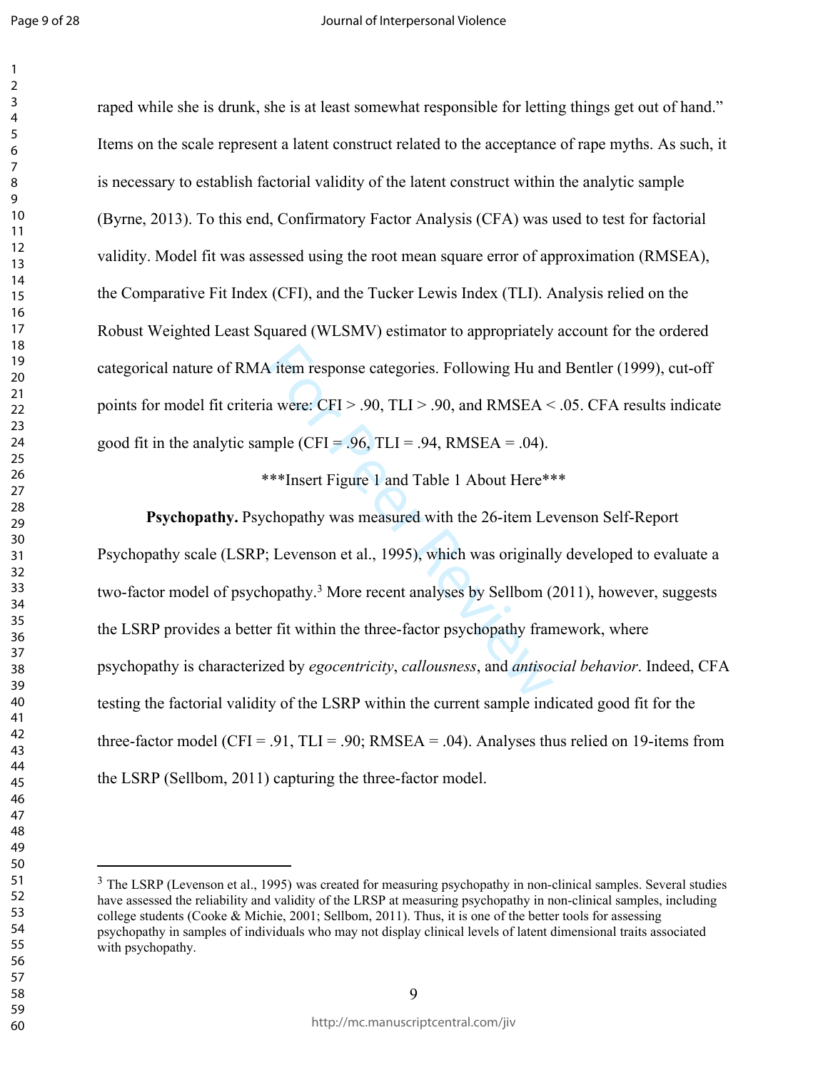raped while she is drunk, she is at least somewhat responsible for letting things get out of hand." Items on the scale represent a latent construct related to the acceptance of rape myths. As such, it is necessary to establish factorial validity of the latent construct within the analytic sample (Byrne, 2013). To this end, Confirmatory Factor Analysis (CFA) was used to test for factorial validity. Model fit was assessed using the root mean square error of approximation (RMSEA), the Comparative Fit Index (CFI), and the Tucker Lewis Index (TLI). Analysis relied on the Robust Weighted Least Squared (WLSMV) estimator to appropriately account for the ordered categorical nature of RMA item response categories. Following Hu and Bentler (1999), cut-off points for model fit criteria were: CFI > .90, TLI > .90, and RMSEA < .05. CFA results indicate good fit in the analytic sample (CFI = .96, TLI = .94, RMSEA = .04).

***Insert Figure 1 and Table 1 About Here***

**Psychopathy.** Psychopathy was measured with the 26-item Levenson Self-Report Psychopathy scale (LSRP; Levenson et al., 1995), which was originally developed to evaluate a two-factor model of psychopathy.[3] More recent analyses by Sellbom (2011), however, suggests the LSRP provides a better fit within the three-factor psychopathy framework, where psychopathy is characterized by *egocentricity*, *callousness*, and *antisocial behavior*. Indeed, CFA testing the factorial validity of the LSRP within the current sample indicated good fit for the three-factor model (CFI = .91, TLI = .90; RMSEA = .04). Analyses thus relied on 19-items from the LSRP (Sellbom, 2011) capturing the three-factor model.

---

[3] The LSRP (Levenson et al., 1995) was created for measuring psychopathy in non-clinical samples. Several studies have assessed the reliability and validity of the LRSP at measuring psychopathy in non-clinical samples, including college students (Cooke & Michie, 2001; Sellbom, 2011). Thus, it is one of the better tools for assessing psychopathy in samples of individuals who may not display clinical levels of latent dimensional traits associated with psychopathy.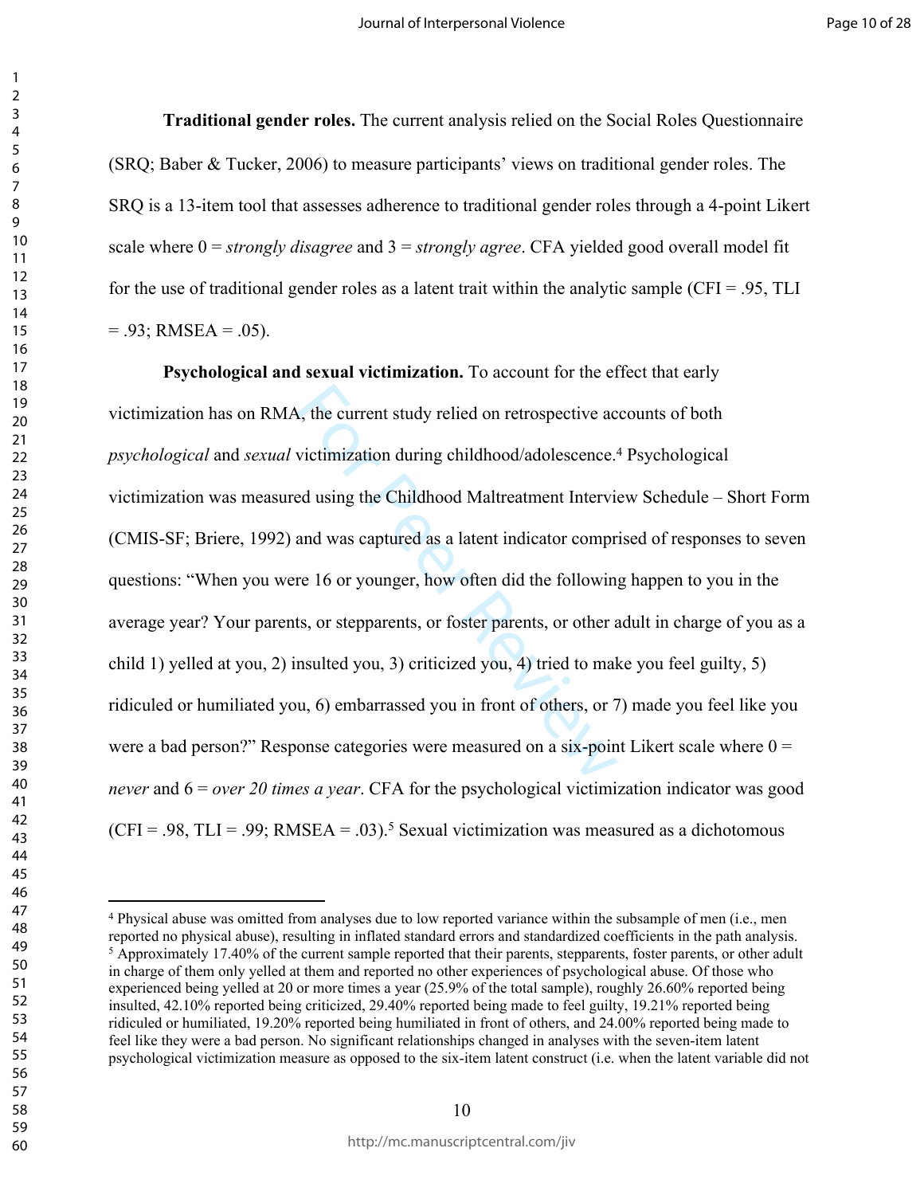**Traditional gender roles.** The current analysis relied on the Social Roles Questionnaire (SRQ; Baber & Tucker, 2006) to measure participants' views on traditional gender roles. The SRQ is a 13-item tool that assesses adherence to traditional gender roles through a 4-point Likert scale where 0 = *strongly disagree* and 3 = *strongly agree*. CFA yielded good overall model fit for the use of traditional gender roles as a latent trait within the analytic sample (CFI = .95, TLI = .93; RMSEA = .05).

**Psychological and sexual victimization.** To account for the effect that early victimization has on RMA, the current study relied on retrospective accounts of both *psychological* and *sexual* victimization during childhood/adolescence.[4] Psychological victimization was measured using the Childhood Maltreatment Interview Schedule – Short Form (CMIS-SF; Briere, 1992) and was captured as a latent indicator comprised of responses to seven questions: "When you were 16 or younger, how often did the following happen to you in the average year? Your parents, or stepparents, or foster parents, or other adult in charge of you as a child 1) yelled at you, 2) insulted you, 3) criticized you, 4) tried to make you feel guilty, 5) ridiculed or humiliated you, 6) embarrassed you in front of others, or 7) made you feel like you were a bad person?" Response categories were measured on a six-point Likert scale where 0 = *never* and 6 = *over 20 times a year*. CFA for the psychological victimization indicator was good (CFI = .98, TLI = .99; RMSEA = .03).[5] Sexual victimization was measured as a dichotomous

---

[4] Physical abuse was omitted from analyses due to low reported variance within the subsample of men (i.e., men reported no physical abuse), resulting in inflated standard errors and standardized coefficients in the path analysis.

[5] Approximately 17.40% of the current sample reported that their parents, stepparents, foster parents, or other adult in charge of them only yelled at them and reported no other experiences of psychological abuse. Of those who experienced being yelled at 20 or more times a year (25.9% of the total sample), roughly 26.60% reported being insulted, 42.10% reported being criticized, 29.40% reported being made to feel guilty, 19.21% reported being ridiculed or humiliated, 19.20% reported being humiliated in front of others, and 24.00% reported being made to feel like they were a bad person. No significant relationships changed in analyses with the seven-item latent psychological victimization measure as opposed to the six-item latent construct (i.e. when the latent variable did not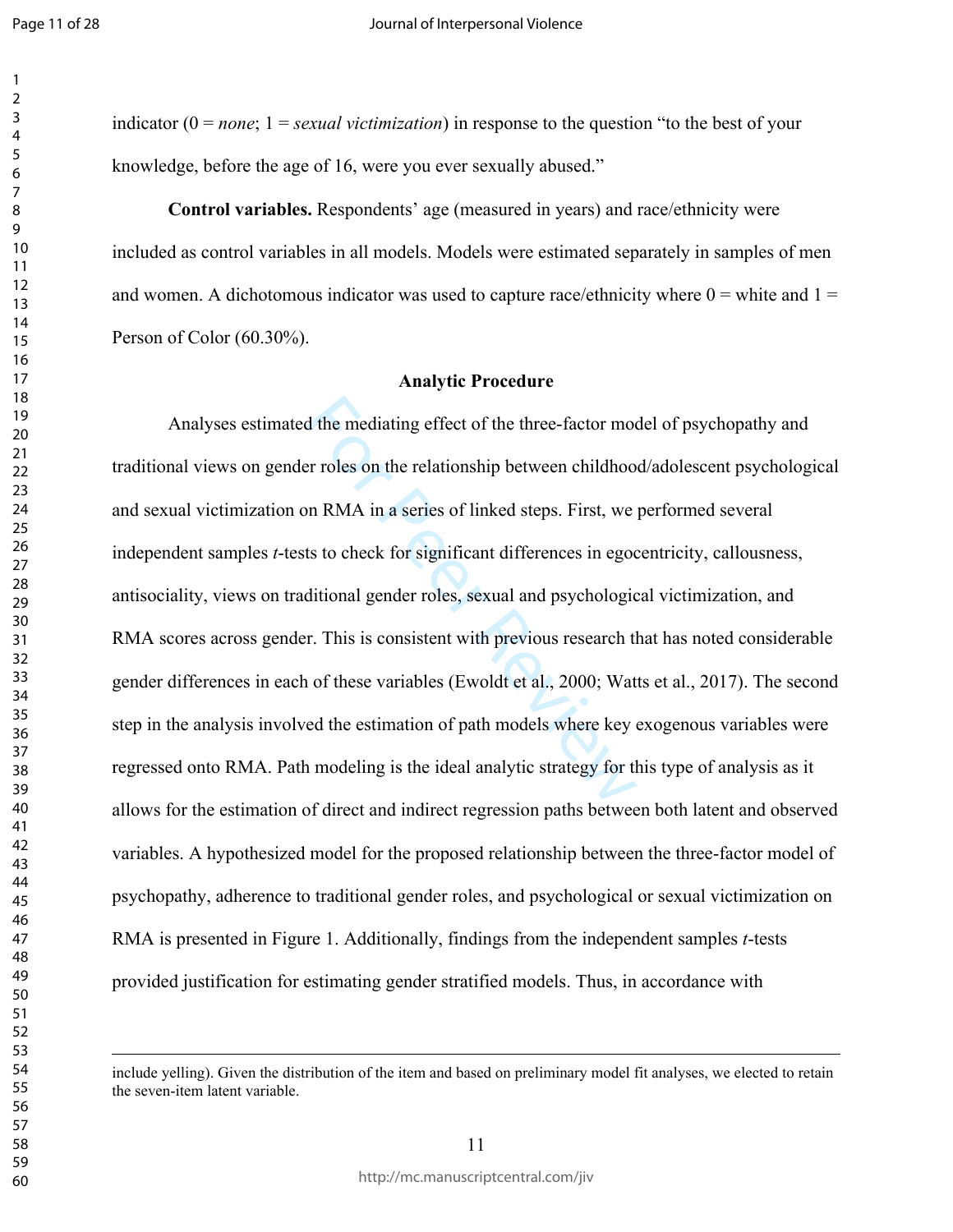indicator (0 = *none*; 1 = *sexual victimization*) in response to the question "to the best of your knowledge, before the age of 16, were you ever sexually abused."

**Control variables.** Respondents' age (measured in years) and race/ethnicity were included as control variables in all models. Models were estimated separately in samples of men and women. A dichotomous indicator was used to capture race/ethnicity where 0 = white and 1 = Person of Color (60.30%).

### Analytic Procedure

Analyses estimated the mediating effect of the three-factor model of psychopathy and traditional views on gender roles on the relationship between childhood/adolescent psychological and sexual victimization on RMA in a series of linked steps. First, we performed several independent samples *t*-tests to check for significant differences in egocentricity, callousness, antisociality, views on traditional gender roles, sexual and psychological victimization, and RMA scores across gender. This is consistent with previous research that has noted considerable gender differences in each of these variables (Ewoldt et al., 2000; Watts et al., 2017). The second step in the analysis involved the estimation of path models where key exogenous variables were regressed onto RMA. Path modeling is the ideal analytic strategy for this type of analysis as it allows for the estimation of direct and indirect regression paths between both latent and observed variables. A hypothesized model for the proposed relationship between the three-factor model of psychopathy, adherence to traditional gender roles, and psychological or sexual victimization on RMA is presented in Figure 1. Additionally, findings from the independent samples *t*-tests provided justification for estimating gender stratified models. Thus, in accordance with

---

include yelling). Given the distribution of the item and based on preliminary model fit analyses, we elected to retain the seven-item latent variable.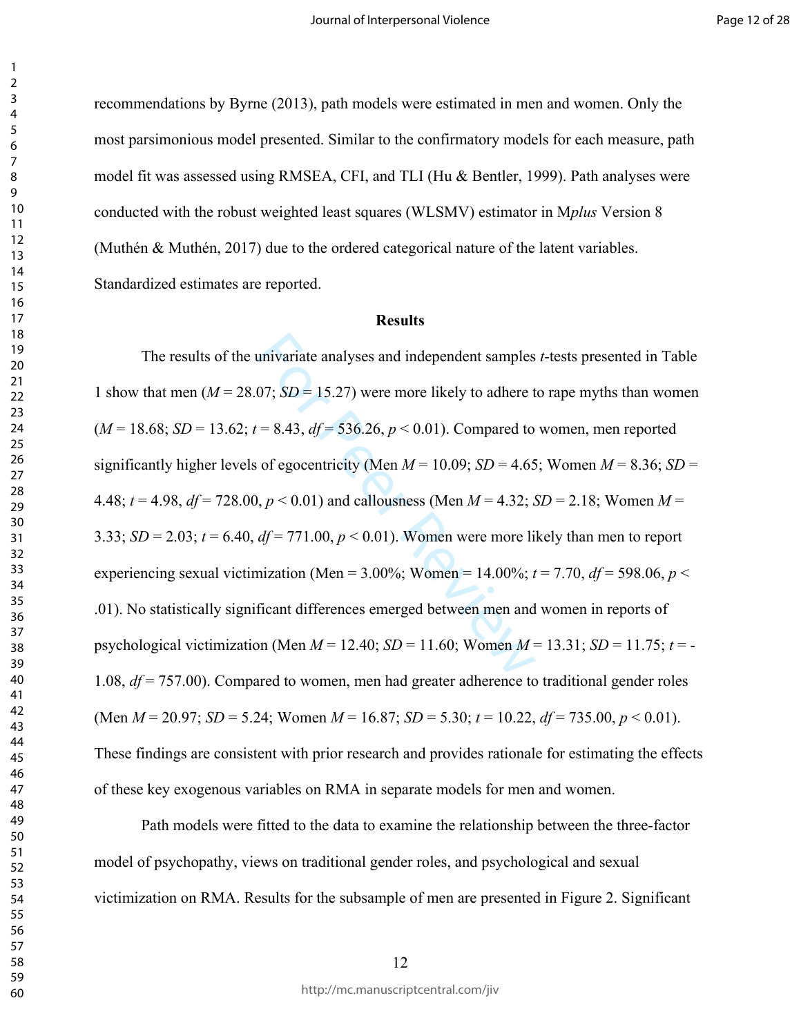recommendations by Byrne (2013), path models were estimated in men and women. Only the most parsimonious model presented. Similar to the confirmatory models for each measure, path model fit was assessed using RMSEA, CFI, and TLI (Hu & Bentler, 1999). Path analyses were conducted with the robust weighted least squares (WLSMV) estimator in M*plus* Version 8 (Muthén & Muthén, 2017) due to the ordered categorical nature of the latent variables. Standardized estimates are reported.

## Results

The results of the univariate analyses and independent samples *t*-tests presented in Table 1 show that men ($M$ = 28.07; $SD$ = 15.27) were more likely to adhere to rape myths than women ($M$ = 18.68; $SD$ = 13.62; $t$ = 8.43, $df$ = 536.26, $p < 0.01$). Compared to women, men reported significantly higher levels of egocentricity (Men $M$ = 10.09; $SD$ = 4.65; Women $M$ = 8.36; $SD$ = 4.48; $t$ = 4.98, $df$ = 728.00, $p < 0.01$) and callousness (Men $M$ = 4.32; $SD$ = 2.18; Women $M$ = 3.33; $SD$ = 2.03; $t$ = 6.40, $df$ = 771.00, $p < 0.01$). Women were more likely than men to report experiencing sexual victimization (Men = 3.00%; Women = 14.00%; $t$ = 7.70, $df$ = 598.06, $p <$ .01). No statistically significant differences emerged between men and women in reports of psychological victimization (Men $M$ = 12.40; $SD$ = 11.60; Women $M$ = 13.31; $SD$ = 11.75; $t$ = -1.08, $df$ = 757.00). Compared to women, men had greater adherence to traditional gender roles (Men $M$ = 20.97; $SD$ = 5.24; Women $M$ = 16.87; $SD$ = 5.30; $t$ = 10.22, $df$ = 735.00, $p < 0.01$). These findings are consistent with prior research and provides rationale for estimating the effects of these key exogenous variables on RMA in separate models for men and women.

Path models were fitted to the data to examine the relationship between the three-factor model of psychopathy, views on traditional gender roles, and psychological and sexual victimization on RMA. Results for the subsample of men are presented in Figure 2. Significant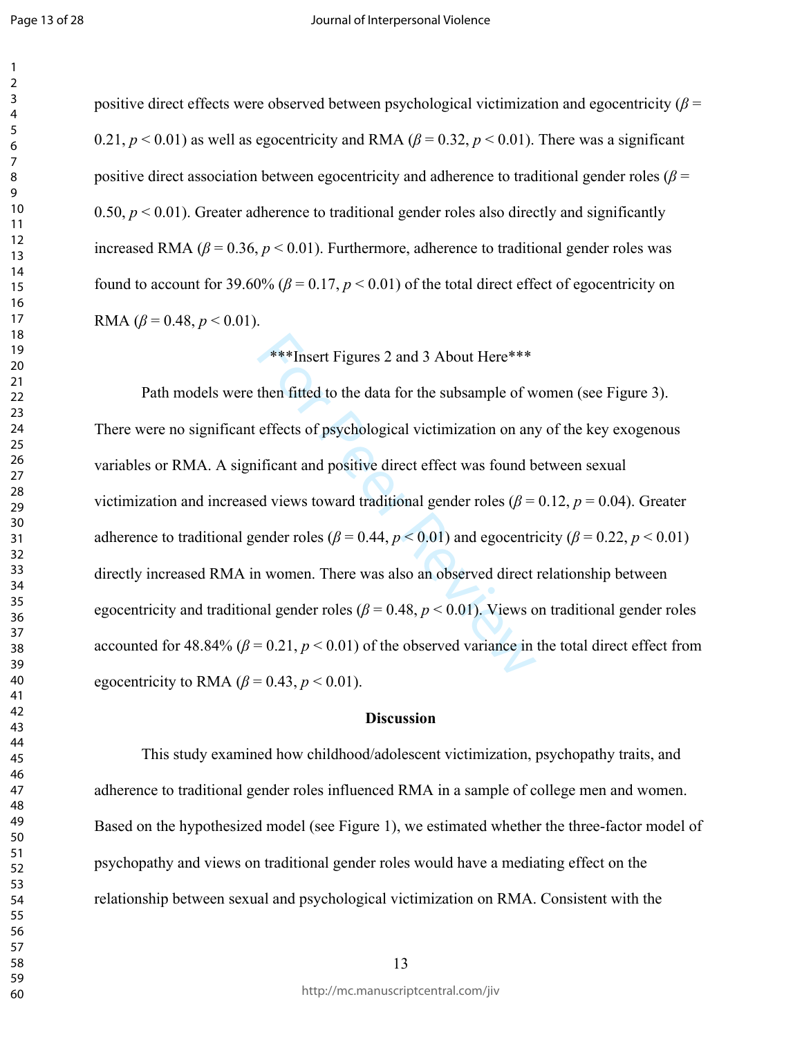positive direct effects were observed between psychological victimization and egocentricity ($\beta$ = 0.21, $p < 0.01$) as well as egocentricity and RMA ($\beta$ = 0.32, $p < 0.01$). There was a significant positive direct association between egocentricity and adherence to traditional gender roles ($\beta$ = 0.50, $p < 0.01$). Greater adherence to traditional gender roles also directly and significantly increased RMA ($\beta$ = 0.36, $p < 0.01$). Furthermore, adherence to traditional gender roles was found to account for 39.60% ($\beta$ = 0.17, $p < 0.01$) of the total direct effect of egocentricity on RMA ($\beta$ = 0.48, $p < 0.01$).

***Insert Figures 2 and 3 About Here***

Path models were then fitted to the data for the subsample of women (see Figure 3). There were no significant effects of psychological victimization on any of the key exogenous variables or RMA. A significant and positive direct effect was found between sexual victimization and increased views toward traditional gender roles ($\beta$ = 0.12, $p$ = 0.04). Greater adherence to traditional gender roles ($\beta$ = 0.44, $p < 0.01$) and egocentricity ($\beta$ = 0.22, $p < 0.01$) directly increased RMA in women. There was also an observed direct relationship between egocentricity and traditional gender roles ($\beta$ = 0.48, $p < 0.01$). Views on traditional gender roles accounted for 48.84% ($\beta$ = 0.21, $p < 0.01$) of the observed variance in the total direct effect from egocentricity to RMA ($\beta$ = 0.43, $p < 0.01$).

## Discussion

This study examined how childhood/adolescent victimization, psychopathy traits, and adherence to traditional gender roles influenced RMA in a sample of college men and women. Based on the hypothesized model (see Figure 1), we estimated whether the three-factor model of psychopathy and views on traditional gender roles would have a mediating effect on the relationship between sexual and psychological victimization on RMA. Consistent with the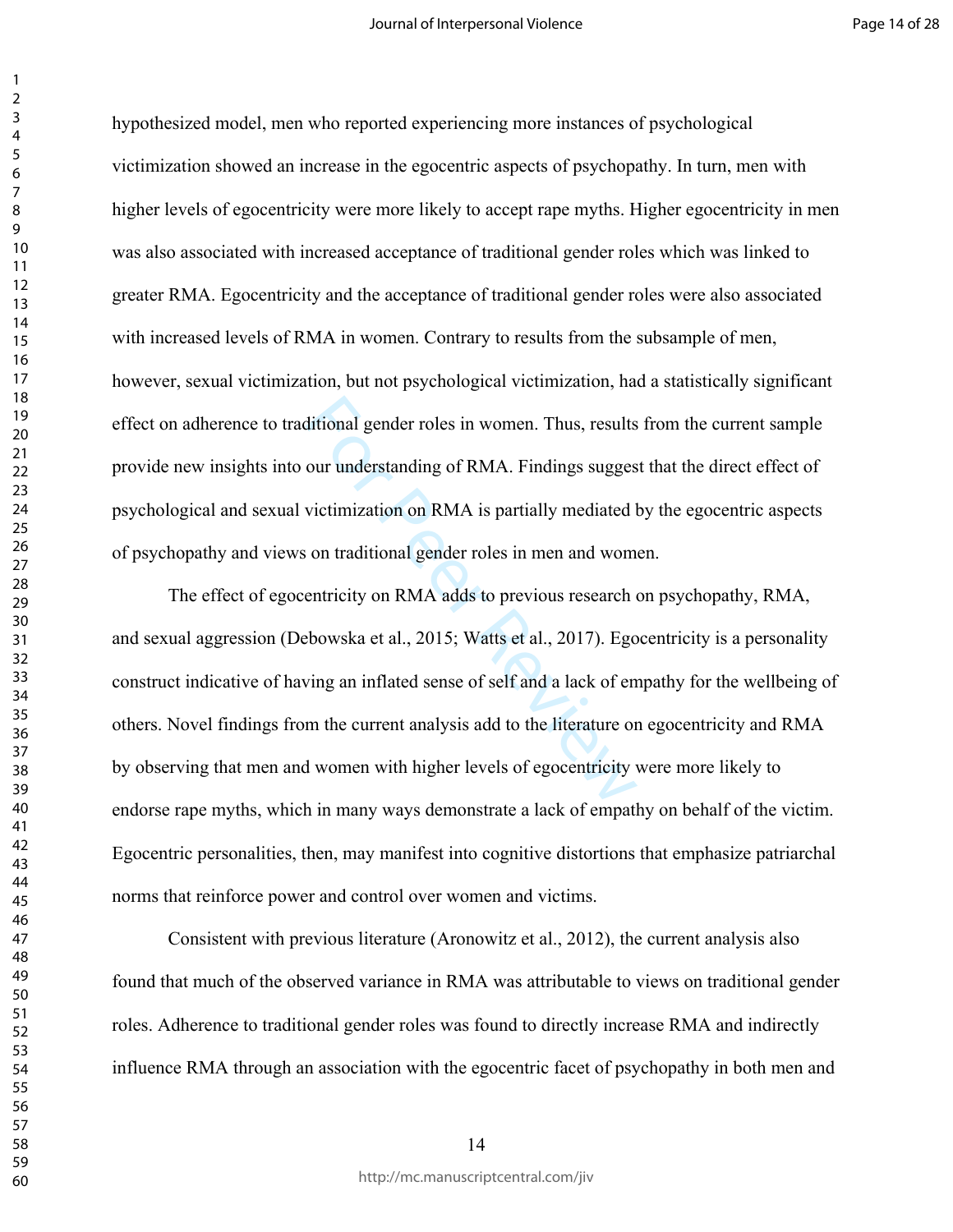hypothesized model, men who reported experiencing more instances of psychological victimization showed an increase in the egocentric aspects of psychopathy. In turn, men with higher levels of egocentricity were more likely to accept rape myths. Higher egocentricity in men was also associated with increased acceptance of traditional gender roles which was linked to greater RMA. Egocentricity and the acceptance of traditional gender roles were also associated with increased levels of RMA in women. Contrary to results from the subsample of men, however, sexual victimization, but not psychological victimization, had a statistically significant effect on adherence to traditional gender roles in women. Thus, results from the current sample provide new insights into our understanding of RMA. Findings suggest that the direct effect of psychological and sexual victimization on RMA is partially mediated by the egocentric aspects of psychopathy and views on traditional gender roles in men and women.

The effect of egocentricity on RMA adds to previous research on psychopathy, RMA, and sexual aggression (Debowska et al., 2015; Watts et al., 2017). Egocentricity is a personality construct indicative of having an inflated sense of self and a lack of empathy for the wellbeing of others. Novel findings from the current analysis add to the literature on egocentricity and RMA by observing that men and women with higher levels of egocentricity were more likely to endorse rape myths, which in many ways demonstrate a lack of empathy on behalf of the victim. Egocentric personalities, then, may manifest into cognitive distortions that emphasize patriarchal norms that reinforce power and control over women and victims.

Consistent with previous literature (Aronowitz et al., 2012), the current analysis also found that much of the observed variance in RMA was attributable to views on traditional gender roles. Adherence to traditional gender roles was found to directly increase RMA and indirectly influence RMA through an association with the egocentric facet of psychopathy in both men and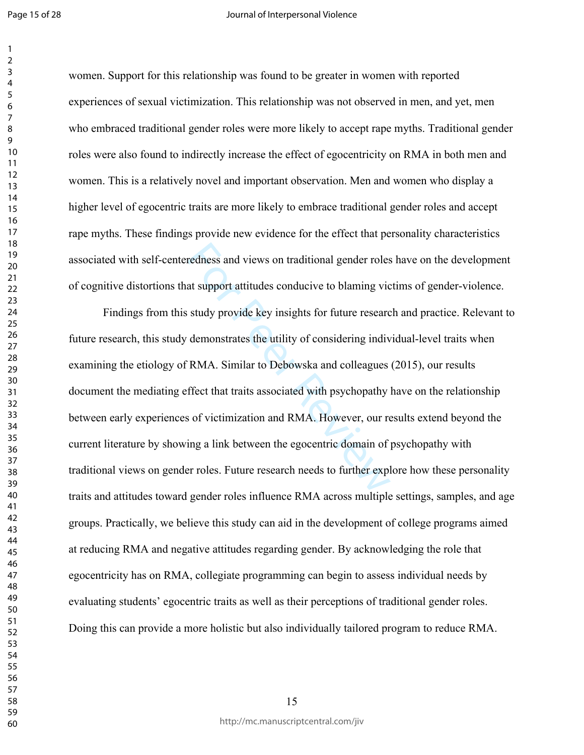women. Support for this relationship was found to be greater in women with reported experiences of sexual victimization. This relationship was not observed in men, and yet, men who embraced traditional gender roles were more likely to accept rape myths. Traditional gender roles were also found to indirectly increase the effect of egocentricity on RMA in both men and women. This is a relatively novel and important observation. Men and women who display a higher level of egocentric traits are more likely to embrace traditional gender roles and accept rape myths. These findings provide new evidence for the effect that personality characteristics associated with self-centeredness and views on traditional gender roles have on the development of cognitive distortions that support attitudes conducive to blaming victims of gender-violence.

Findings from this study provide key insights for future research and practice. Relevant to future research, this study demonstrates the utility of considering individual-level traits when examining the etiology of RMA. Similar to Debowska and colleagues (2015), our results document the mediating effect that traits associated with psychopathy have on the relationship between early experiences of victimization and RMA. However, our results extend beyond the current literature by showing a link between the egocentric domain of psychopathy with traditional views on gender roles. Future research needs to further explore how these personality traits and attitudes toward gender roles influence RMA across multiple settings, samples, and age groups. Practically, we believe this study can aid in the development of college programs aimed at reducing RMA and negative attitudes regarding gender. By acknowledging the role that egocentricity has on RMA, collegiate programming can begin to assess individual needs by evaluating students' egocentric traits as well as their perceptions of traditional gender roles. Doing this can provide a more holistic but also individually tailored program to reduce RMA.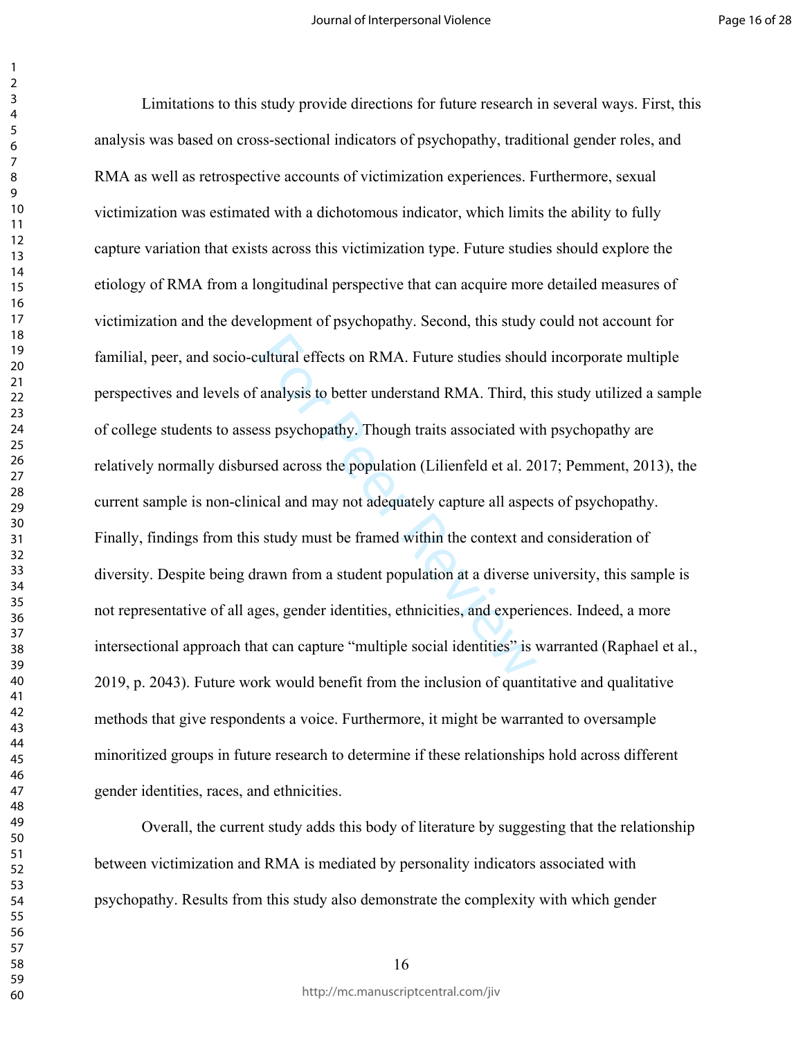Limitations to this study provide directions for future research in several ways. First, this analysis was based on cross-sectional indicators of psychopathy, traditional gender roles, and RMA as well as retrospective accounts of victimization experiences. Furthermore, sexual victimization was estimated with a dichotomous indicator, which limits the ability to fully capture variation that exists across this victimization type. Future studies should explore the etiology of RMA from a longitudinal perspective that can acquire more detailed measures of victimization and the development of psychopathy. Second, this study could not account for familial, peer, and socio-cultural effects on RMA. Future studies should incorporate multiple perspectives and levels of analysis to better understand RMA. Third, this study utilized a sample of college students to assess psychopathy. Though traits associated with psychopathy are relatively normally disbursed across the population (Lilienfeld et al. 2017; Pemment, 2013), the current sample is non-clinical and may not adequately capture all aspects of psychopathy. Finally, findings from this study must be framed within the context and consideration of diversity. Despite being drawn from a student population at a diverse university, this sample is not representative of all ages, gender identities, ethnicities, and experiences. Indeed, a more intersectional approach that can capture "multiple social identities" is warranted (Raphael et al., 2019, p. 2043). Future work would benefit from the inclusion of quantitative and qualitative methods that give respondents a voice. Furthermore, it might be warranted to oversample minoritized groups in future research to determine if these relationships hold across different gender identities, races, and ethnicities.

Overall, the current study adds this body of literature by suggesting that the relationship between victimization and RMA is mediated by personality indicators associated with psychopathy. Results from this study also demonstrate the complexity with which gender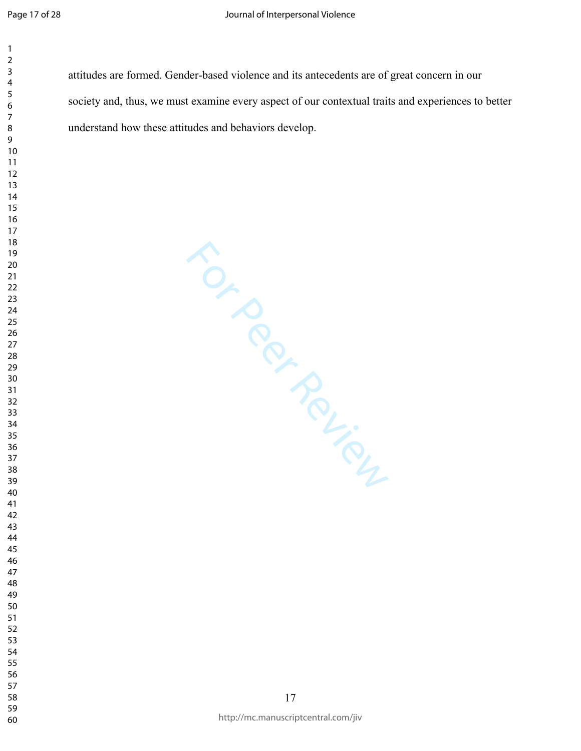attitudes are formed. Gender-based violence and its antecedents are of great concern in our society and, thus, we must examine every aspect of our contextual traits and experiences to better understand how these attitudes and behaviors develop.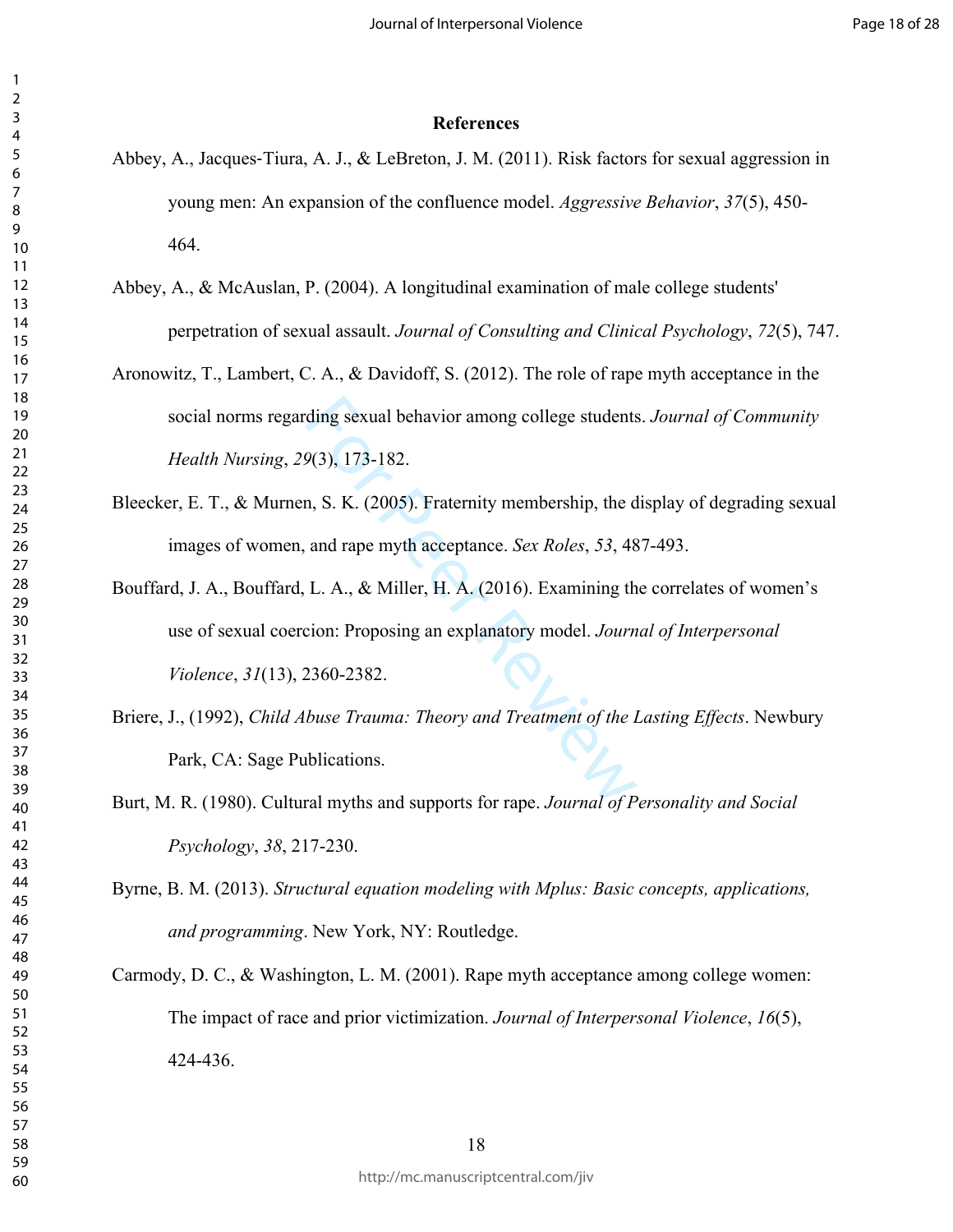## References

Abbey, A., Jacques-Tiura, A. J., & LeBreton, J. M. (2011). Risk factors for sexual aggression in young men: An expansion of the confluence model. *Aggressive Behavior*, *37*(5), 450-464.

Abbey, A., & McAuslan, P. (2004). A longitudinal examination of male college students' perpetration of sexual assault. *Journal of Consulting and Clinical Psychology*, *72*(5), 747.

Aronowitz, T., Lambert, C. A., & Davidoff, S. (2012). The role of rape myth acceptance in the social norms regarding sexual behavior among college students. *Journal of Community Health Nursing*, *29*(3), 173-182.

Bleecker, E. T., & Murnen, S. K. (2005). Fraternity membership, the display of degrading sexual images of women, and rape myth acceptance. *Sex Roles*, *53*, 487-493.

Bouffard, J. A., Bouffard, L. A., & Miller, H. A. (2016). Examining the correlates of women's use of sexual coercion: Proposing an explanatory model. *Journal of Interpersonal Violence*, *31*(13), 2360-2382.

Briere, J., (1992), *Child Abuse Trauma: Theory and Treatment of the Lasting Effects*. Newbury Park, CA: Sage Publications.

Burt, M. R. (1980). Cultural myths and supports for rape. *Journal of Personality and Social Psychology*, *38*, 217-230.

Byrne, B. M. (2013). *Structural equation modeling with Mplus: Basic concepts, applications, and programming*. New York, NY: Routledge.

Carmody, D. C., & Washington, L. M. (2001). Rape myth acceptance among college women: The impact of race and prior victimization. *Journal of Interpersonal Violence*, *16*(5), 424-436.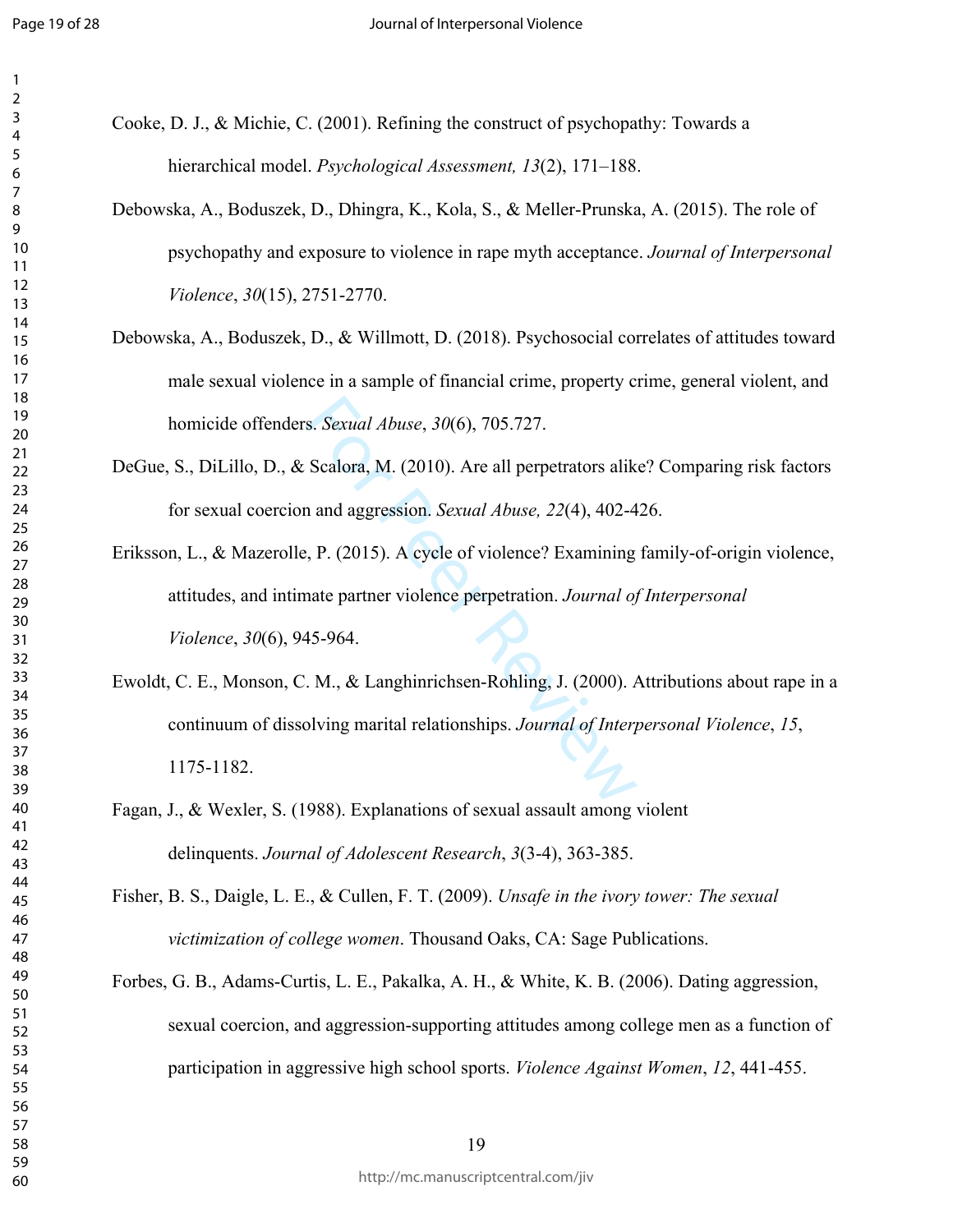Cooke, D. J., & Michie, C. (2001). Refining the construct of psychopathy: Towards a hierarchical model. *Psychological Assessment, 13*(2), 171–188.

Debowska, A., Boduszek, D., Dhingra, K., Kola, S., & Meller-Prunska, A. (2015). The role of psychopathy and exposure to violence in rape myth acceptance. *Journal of Interpersonal Violence*, *30*(15), 2751-2770.

Debowska, A., Boduszek, D., & Willmott, D. (2018). Psychosocial correlates of attitudes toward male sexual violence in a sample of financial crime, property crime, general violent, and homicide offenders. *Sexual Abuse*, *30*(6), 705.727.

DeGue, S., DiLillo, D., & Scalora, M. (2010). Are all perpetrators alike? Comparing risk factors for sexual coercion and aggression. *Sexual Abuse, 22*(4), 402-426.

Eriksson, L., & Mazerolle, P. (2015). A cycle of violence? Examining family-of-origin violence, attitudes, and intimate partner violence perpetration. *Journal of Interpersonal Violence*, *30*(6), 945-964.

Ewoldt, C. E., Monson, C. M., & Langhinrichsen-Rohling, J. (2000). Attributions about rape in a continuum of dissolving marital relationships. *Journal of Interpersonal Violence*, *15*, 1175-1182.

Fagan, J., & Wexler, S. (1988). Explanations of sexual assault among violent delinquents. *Journal of Adolescent Research*, *3*(3-4), 363-385.

Fisher, B. S., Daigle, L. E., & Cullen, F. T. (2009). *Unsafe in the ivory tower: The sexual victimization of college women*. Thousand Oaks, CA: Sage Publications.

Forbes, G. B., Adams-Curtis, L. E., Pakalka, A. H., & White, K. B. (2006). Dating aggression, sexual coercion, and aggression-supporting attitudes among college men as a function of participation in aggressive high school sports. *Violence Against Women*, *12*, 441-455.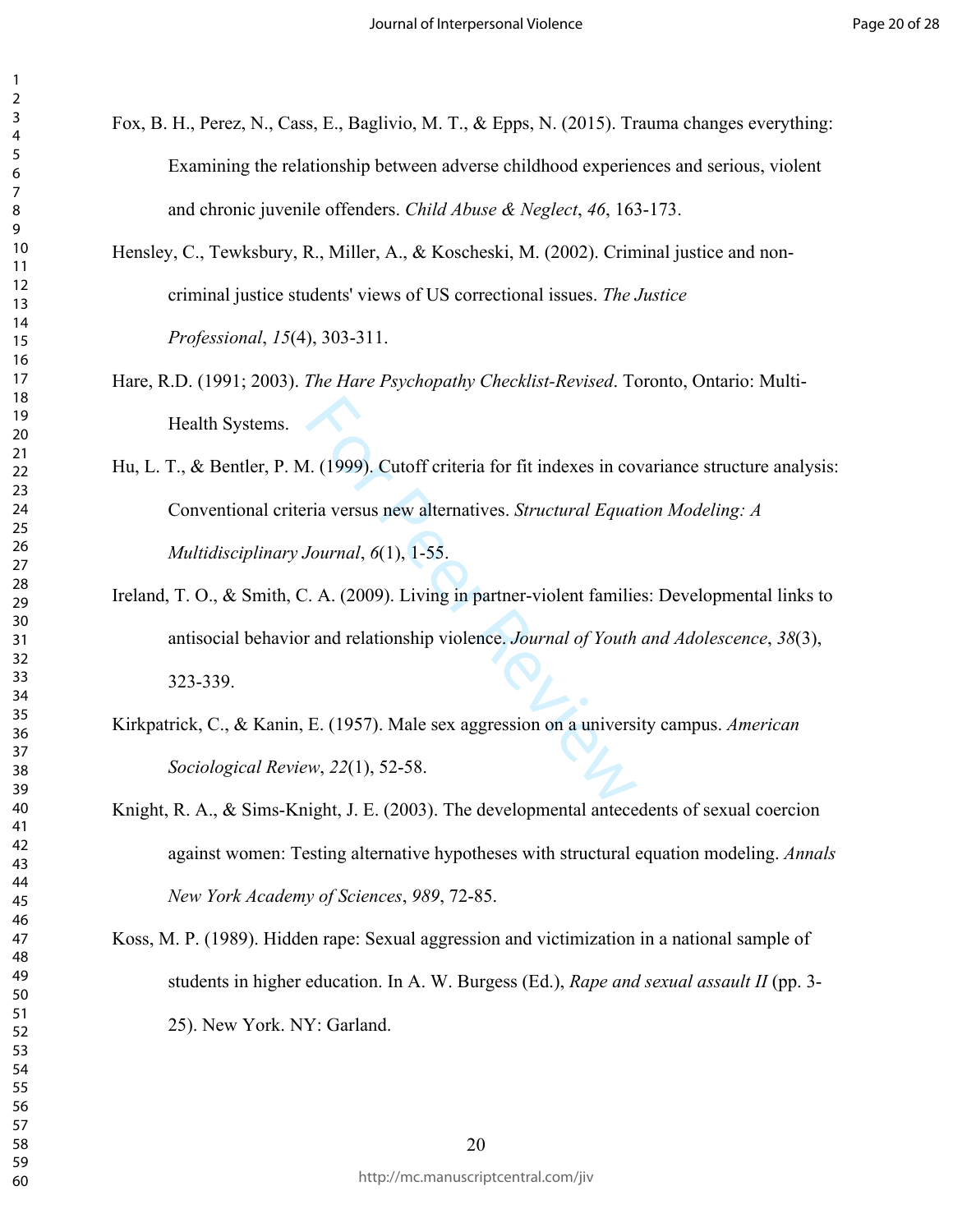Fox, B. H., Perez, N., Cass, E., Baglivio, M. T., & Epps, N. (2015). Trauma changes everything: Examining the relationship between adverse childhood experiences and serious, violent and chronic juvenile offenders. *Child Abuse & Neglect*, *46*, 163-173.

Hensley, C., Tewksbury, R., Miller, A., & Koscheski, M. (2002). Criminal justice and non-criminal justice students' views of US correctional issues. *The Justice Professional*, *15*(4), 303-311.

Hare, R.D. (1991; 2003). *The Hare Psychopathy Checklist-Revised*. Toronto, Ontario: Multi-Health Systems.

Hu, L. T., & Bentler, P. M. (1999). Cutoff criteria for fit indexes in covariance structure analysis: Conventional criteria versus new alternatives. *Structural Equation Modeling: A Multidisciplinary Journal*, *6*(1), 1-55.

Ireland, T. O., & Smith, C. A. (2009). Living in partner-violent families: Developmental links to antisocial behavior and relationship violence. *Journal of Youth and Adolescence*, *38*(3), 323-339.

Kirkpatrick, C., & Kanin, E. (1957). Male sex aggression on a university campus. *American Sociological Review*, *22*(1), 52-58.

Knight, R. A., & Sims-Knight, J. E. (2003). The developmental antecedents of sexual coercion against women: Testing alternative hypotheses with structural equation modeling. *Annals New York Academy of Sciences*, *989*, 72-85.

Koss, M. P. (1989). Hidden rape: Sexual aggression and victimization in a national sample of students in higher education. In A. W. Burgess (Ed.), *Rape and sexual assault II* (pp. 3-25). New York. NY: Garland.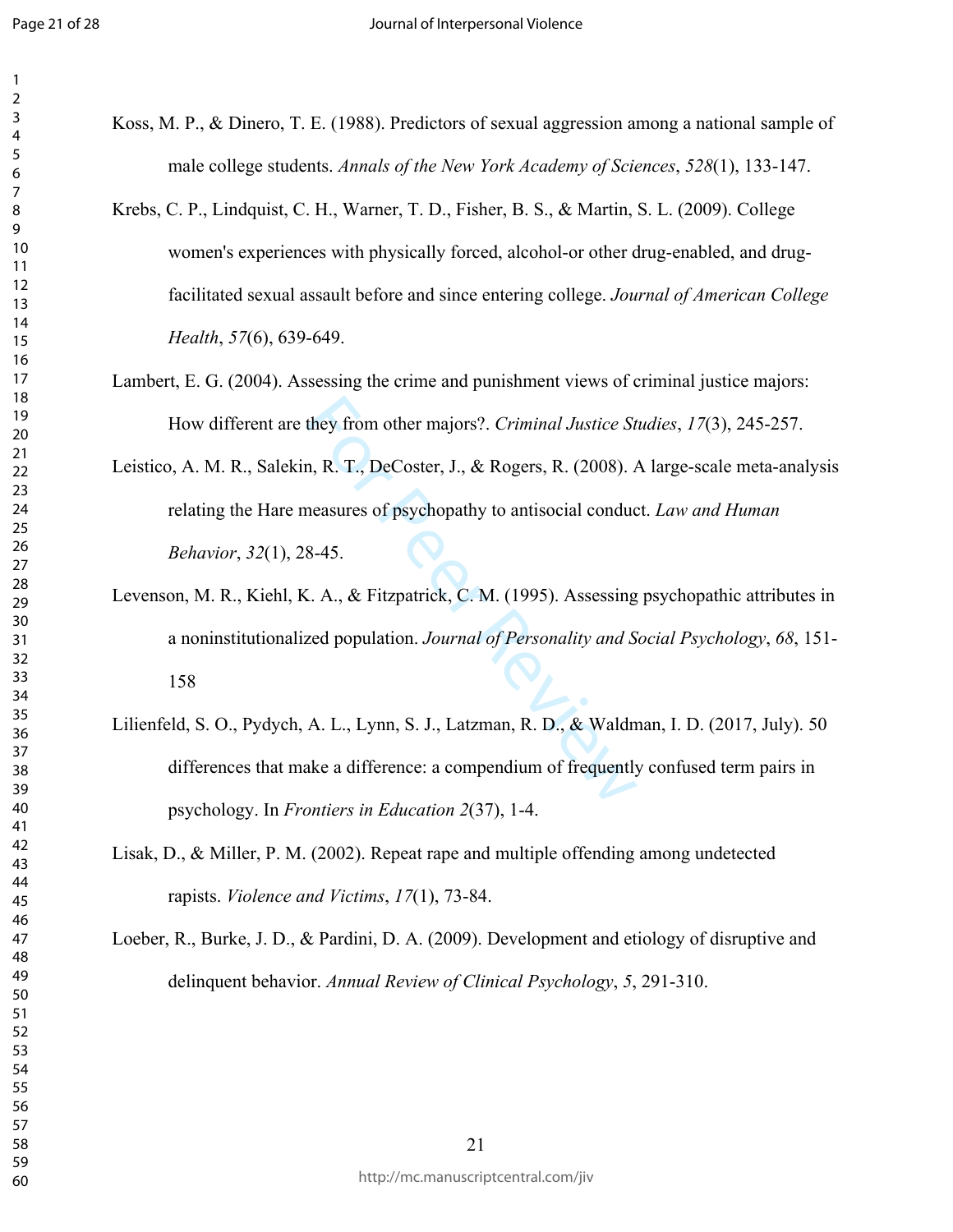Koss, M. P., & Dinero, T. E. (1988). Predictors of sexual aggression among a national sample of male college students. *Annals of the New York Academy of Sciences*, *528*(1), 133-147.

Krebs, C. P., Lindquist, C. H., Warner, T. D., Fisher, B. S., & Martin, S. L. (2009). College women's experiences with physically forced, alcohol-or other drug-enabled, and drug-facilitated sexual assault before and since entering college. *Journal of American College Health*, *57*(6), 639-649.

Lambert, E. G. (2004). Assessing the crime and punishment views of criminal justice majors: How different are they from other majors?. *Criminal Justice Studies*, *17*(3), 245-257.

Leistico, A. M. R., Salekin, R. T., DeCoster, J., & Rogers, R. (2008). A large-scale meta-analysis relating the Hare measures of psychopathy to antisocial conduct. *Law and Human Behavior*, *32*(1), 28-45.

Levenson, M. R., Kiehl, K. A., & Fitzpatrick, C. M. (1995). Assessing psychopathic attributes in a noninstitutionalized population. *Journal of Personality and Social Psychology*, *68*, 151-158

Lilienfeld, S. O., Pydych, A. L., Lynn, S. J., Latzman, R. D., & Waldman, I. D. (2017, July). 50 differences that make a difference: a compendium of frequently confused term pairs in psychology. In *Frontiers in Education 2*(37), 1-4.

Lisak, D., & Miller, P. M. (2002). Repeat rape and multiple offending among undetected rapists. *Violence and Victims*, *17*(1), 73-84.

Loeber, R., Burke, J. D., & Pardini, D. A. (2009). Development and etiology of disruptive and delinquent behavior. *Annual Review of Clinical Psychology*, *5*, 291-310.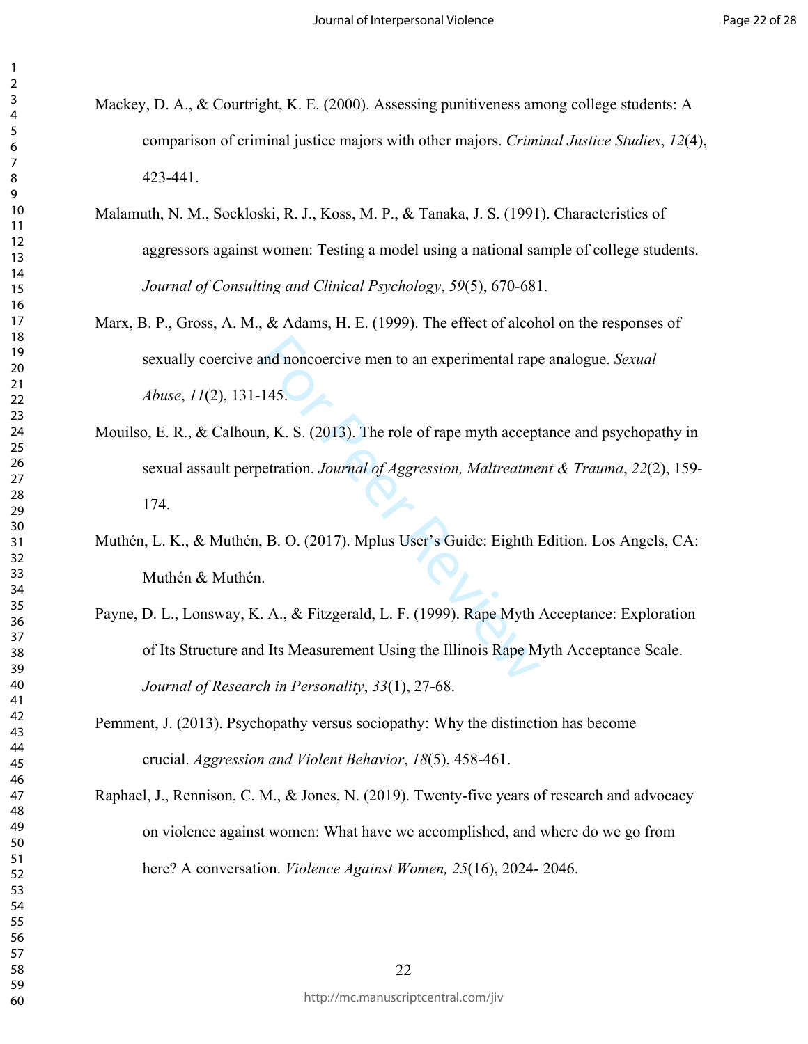Mackey, D. A., & Courtright, K. E. (2000). Assessing punitiveness among college students: A comparison of criminal justice majors with other majors. *Criminal Justice Studies*, *12*(4), 423-441.

Malamuth, N. M., Sockloski, R. J., Koss, M. P., & Tanaka, J. S. (1991). Characteristics of aggressors against women: Testing a model using a national sample of college students. *Journal of Consulting and Clinical Psychology*, *59*(5), 670-681.

Marx, B. P., Gross, A. M., & Adams, H. E. (1999). The effect of alcohol on the responses of sexually coercive and noncoercive men to an experimental rape analogue. *Sexual Abuse*, *11*(2), 131-145.

Mouilso, E. R., & Calhoun, K. S. (2013). The role of rape myth acceptance and psychopathy in sexual assault perpetration. *Journal of Aggression, Maltreatment & Trauma*, *22*(2), 159-174.

Muthén, L. K., & Muthén, B. O. (2017). Mplus User's Guide: Eighth Edition. Los Angels, CA: Muthén & Muthén.

Payne, D. L., Lonsway, K. A., & Fitzgerald, L. F. (1999). Rape Myth Acceptance: Exploration of Its Structure and Its Measurement Using the Illinois Rape Myth Acceptance Scale. *Journal of Research in Personality*, *33*(1), 27-68.

Pemment, J. (2013). Psychopathy versus sociopathy: Why the distinction has become crucial. *Aggression and Violent Behavior*, *18*(5), 458-461.

Raphael, J., Rennison, C. M., & Jones, N. (2019). Twenty-five years of research and advocacy on violence against women: What have we accomplished, and where do we go from here? A conversation. *Violence Against Women, 25*(16), 2024- 2046.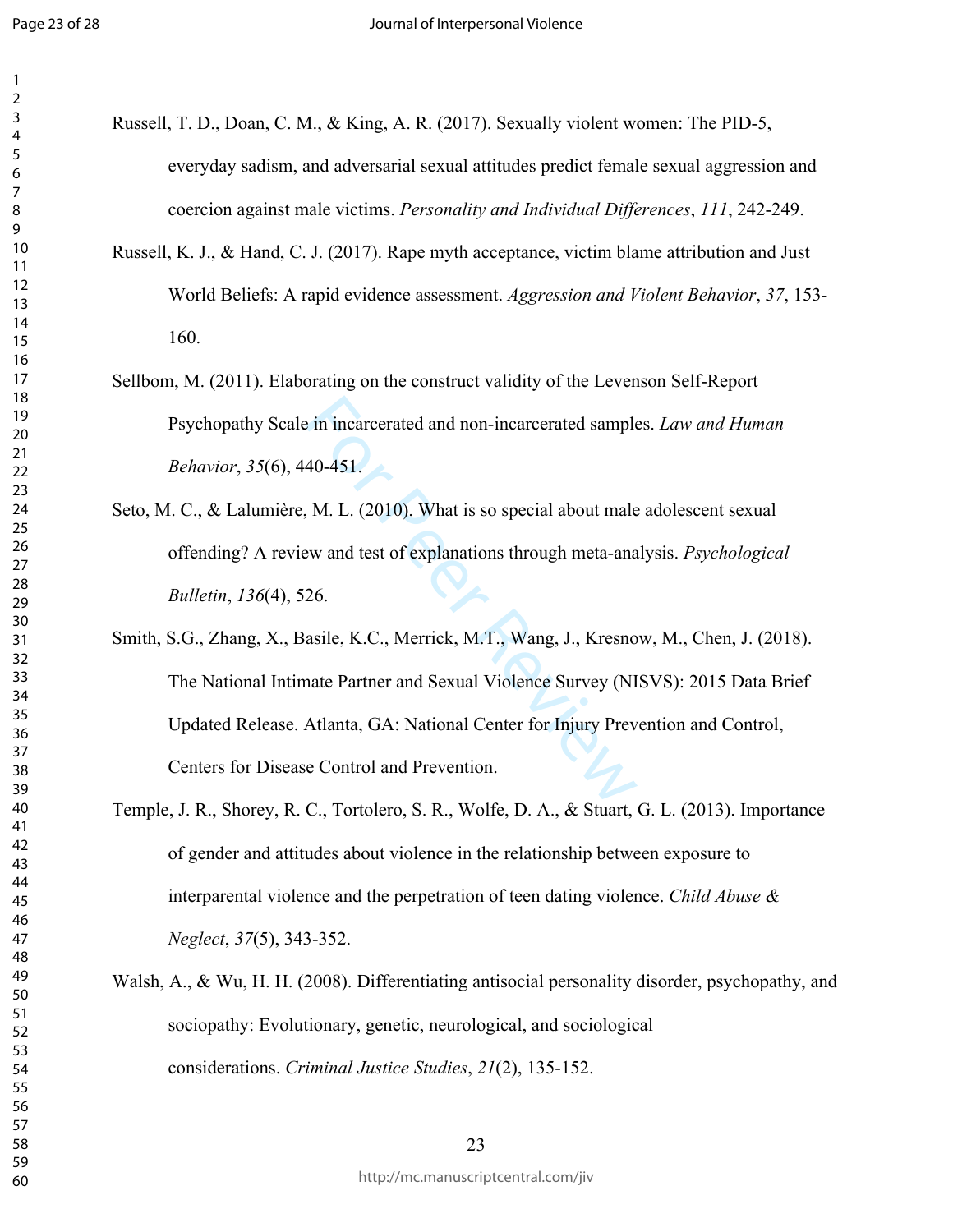Russell, T. D., Doan, C. M., & King, A. R. (2017). Sexually violent women: The PID-5, everyday sadism, and adversarial sexual attitudes predict female sexual aggression and coercion against male victims. *Personality and Individual Differences*, *111*, 242-249.

Russell, K. J., & Hand, C. J. (2017). Rape myth acceptance, victim blame attribution and Just World Beliefs: A rapid evidence assessment. *Aggression and Violent Behavior*, *37*, 153-160.

Sellbom, M. (2011). Elaborating on the construct validity of the Levenson Self-Report Psychopathy Scale in incarcerated and non-incarcerated samples. *Law and Human Behavior*, *35*(6), 440-451.

Seto, M. C., & Lalumière, M. L. (2010). What is so special about male adolescent sexual offending? A review and test of explanations through meta-analysis. *Psychological Bulletin*, *136*(4), 526.

Smith, S.G., Zhang, X., Basile, K.C., Merrick, M.T., Wang, J., Kresnow, M., Chen, J. (2018). The National Intimate Partner and Sexual Violence Survey (NISVS): 2015 Data Brief – Updated Release. Atlanta, GA: National Center for Injury Prevention and Control, Centers for Disease Control and Prevention.

Temple, J. R., Shorey, R. C., Tortolero, S. R., Wolfe, D. A., & Stuart, G. L. (2013). Importance of gender and attitudes about violence in the relationship between exposure to interparental violence and the perpetration of teen dating violence. *Child Abuse & Neglect*, *37*(5), 343-352.

Walsh, A., & Wu, H. H. (2008). Differentiating antisocial personality disorder, psychopathy, and sociopathy: Evolutionary, genetic, neurological, and sociological considerations. *Criminal Justice Studies*, *21*(2), 135-152.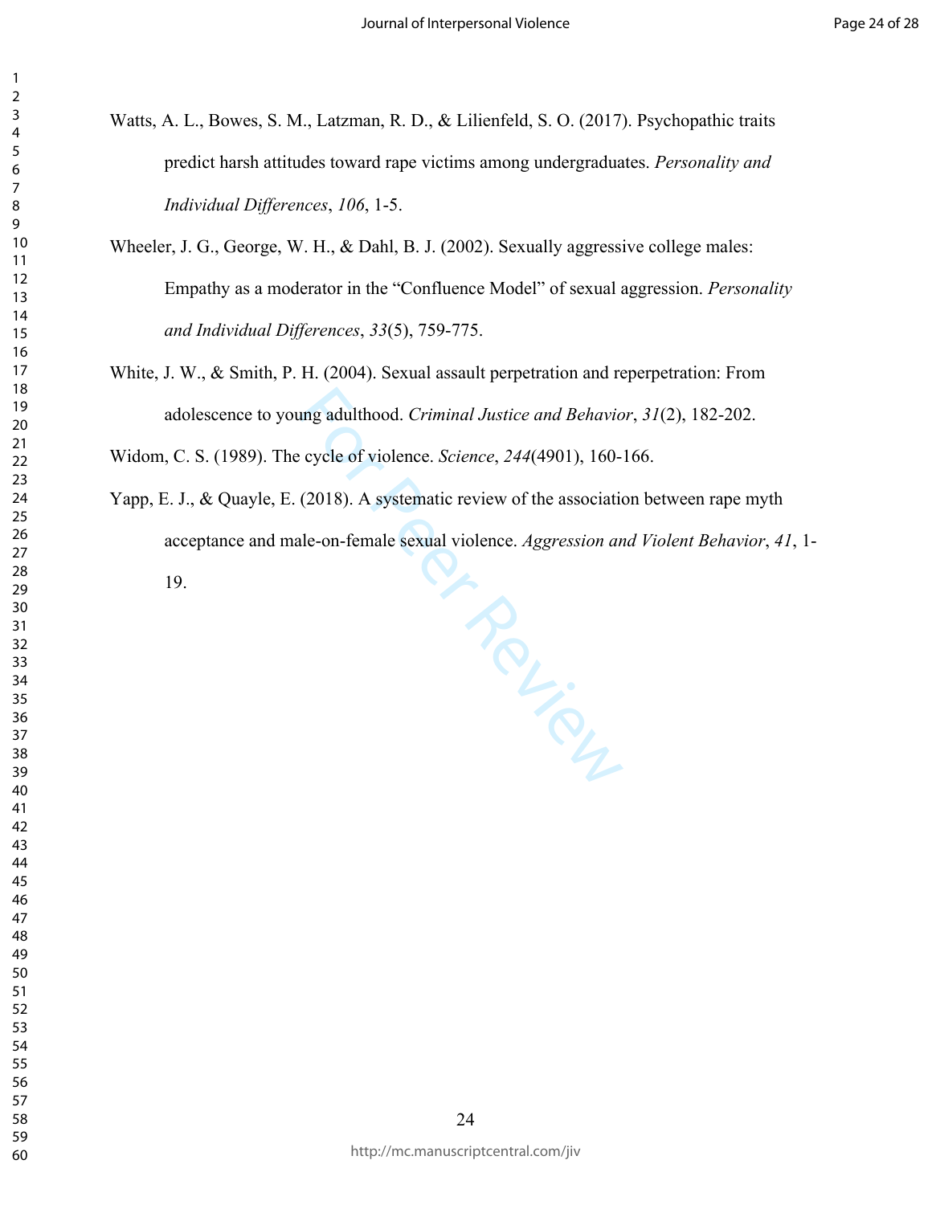Watts, A. L., Bowes, S. M., Latzman, R. D., & Lilienfeld, S. O. (2017). Psychopathic traits predict harsh attitudes toward rape victims among undergraduates. *Personality and Individual Differences*, *106*, 1-5.

Wheeler, J. G., George, W. H., & Dahl, B. J. (2002). Sexually aggressive college males: Empathy as a moderator in the "Confluence Model" of sexual aggression. *Personality and Individual Differences*, *33*(5), 759-775.

White, J. W., & Smith, P. H. (2004). Sexual assault perpetration and reperpetration: From adolescence to young adulthood. *Criminal Justice and Behavior*, *31*(2), 182-202.

Widom, C. S. (1989). The cycle of violence. *Science*, *244*(4901), 160-166.

Yapp, E. J., & Quayle, E. (2018). A systematic review of the association between rape myth acceptance and male-on-female sexual violence. *Aggression and Violent Behavior*, *41*, 1-19.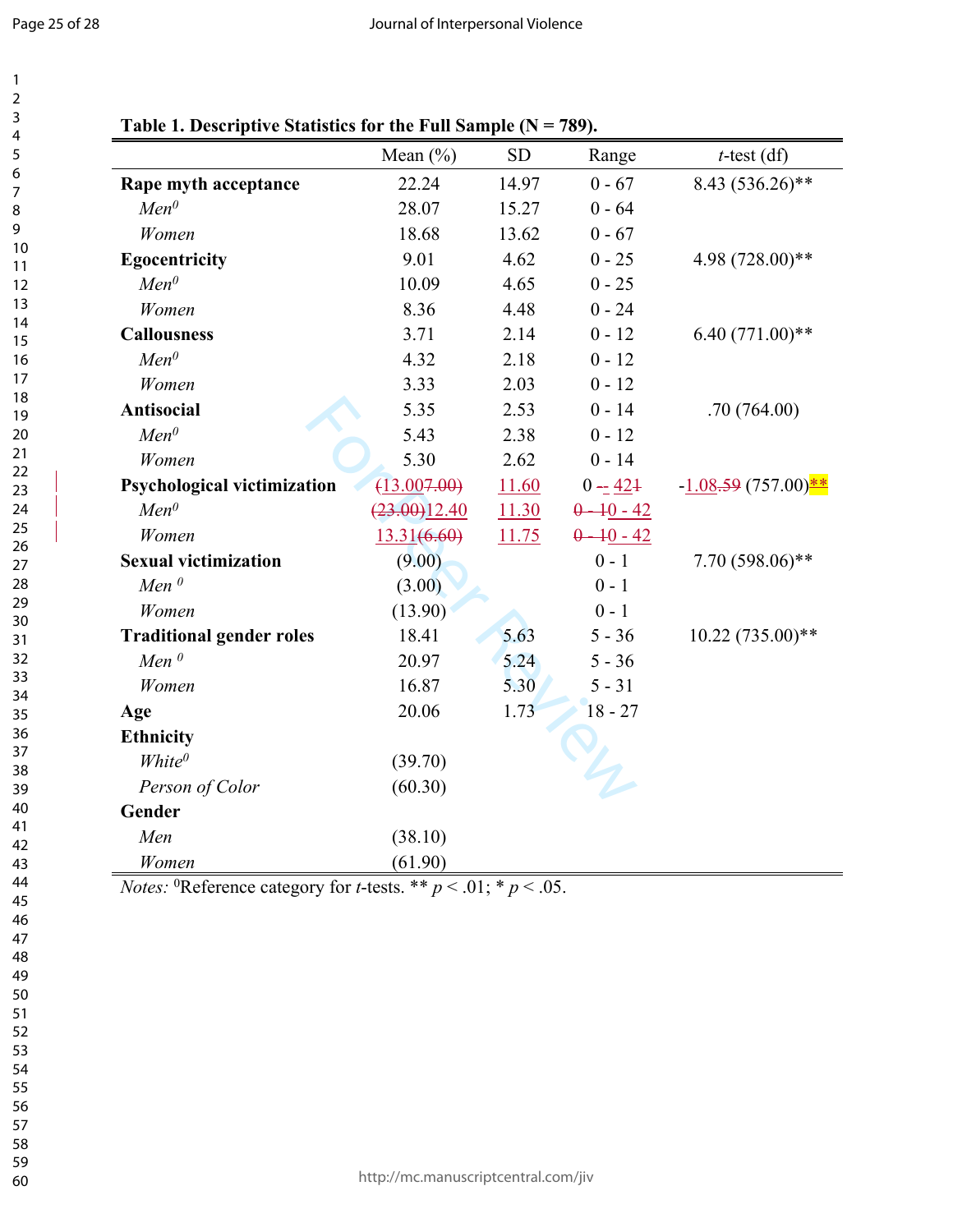**Table 1. Descriptive Statistics for the Full Sample (N = 789).**

| | Mean (%) | SD | Range | *t*-test (df) |
|---|---|---|---|---|
| **Rape myth acceptance** | 22.24 | 14.97 | 0 - 67 | 8.43 (536.26)** |
| *Men*[0] | 28.07 | 15.27 | 0 - 64 | |
| *Women* | 18.68 | 13.62 | 0 - 67 | |
| **Egocentricity** | 9.01 | 4.62 | 0 - 25 | 4.98 (728.00)** |
| *Men*[0] | 10.09 | 4.65 | 0 - 25 | |
| *Women* | 8.36 | 4.48 | 0 - 24 | |
| **Callousness** | 3.71 | 2.14 | 0 - 12 | 6.40 (771.00)** |
| *Men*[0] | 4.32 | 2.18 | 0 - 12 | |
| *Women* | 3.33 | 2.03 | 0 - 12 | |
| **Antisocial** | 5.35 | 2.53 | 0 - 14 | .70 (764.00) |
| *Men*[0] | 5.43 | 2.38 | 0 - 12 | |
| *Women* | 5.30 | 2.62 | 0 - 14 | |
| **Psychological victimization** | ~~(13.007.00)~~ | 11.60 | 0 ~~-~~- 42~~1~~ | -1.08~~.59~~ (757.00)~~**~~ |
| *Men*[0] | ~~(23.00)~~12.40 | 11.30 | ~~0 - 1~~0 - 42 | |
| *Women* | 13.31~~(6.60)~~ | 11.75 | ~~0 - 1~~0 - 42 | |
| **Sexual victimization** | (9.00) | | 0 - 1 | 7.70 (598.06)** |
| *Men*[0] | (3.00) | | 0 - 1 | |
| *Women* | (13.90) | | 0 - 1 | |
| **Traditional gender roles** | 18.41 | 5.63 | 5 - 36 | 10.22 (735.00)** |
| *Men*[0] | 20.97 | 5.24 | 5 - 36 | |
| *Women* | 16.87 | 5.30 | 5 - 31 | |
| **Age** | 20.06 | 1.73 | 18 - 27 | |
| **Ethnicity** | | | | |
| *White*[0] | (39.70) | | | |
| *Person of Color* | (60.30) | | | |
| **Gender** | | | | |
| *Men* | (38.10) | | | |
| *Women* | (61.90) | | | |

*Notes:* [0]Reference category for *t*-tests. ** $p < .01$; * $p < .05$.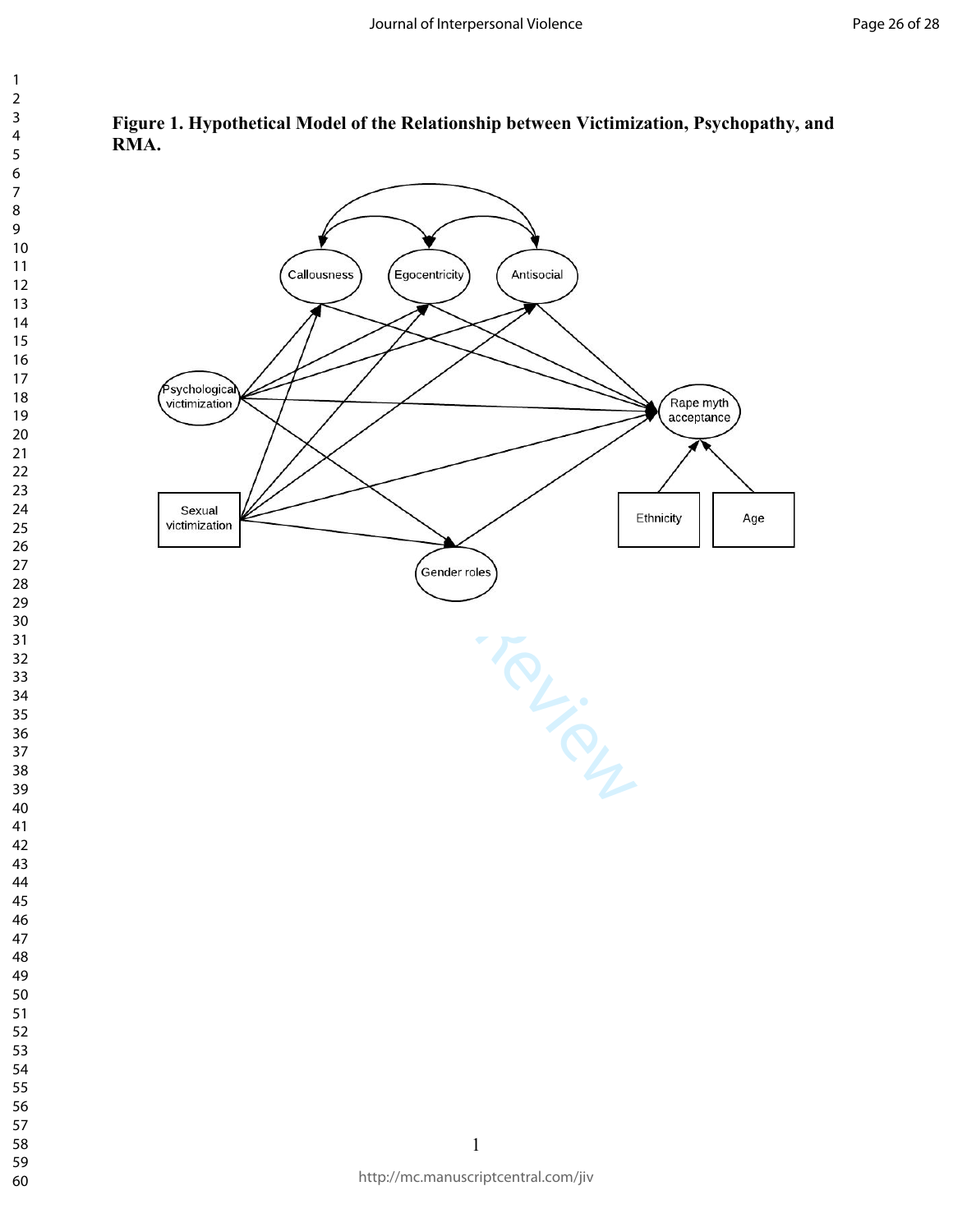**Figure 1. Hypothetical Model of the Relationship between Victimization, Psychopathy, and RMA.**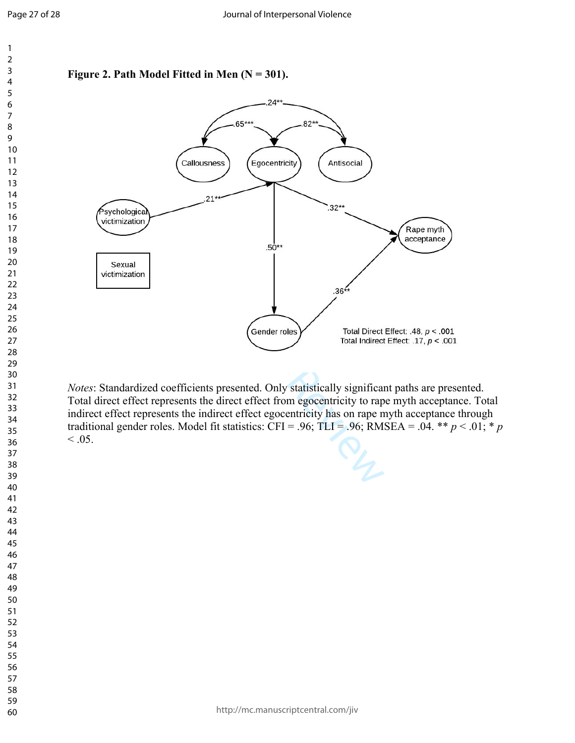**Figure 2. Path Model Fitted in Men (N = 301).**

*Notes*: Standardized coefficients presented. Only statistically significant paths are presented. Total direct effect represents the direct effect from egocentricity to rape myth acceptance. Total indirect effect represents the indirect effect egocentricity has on rape myth acceptance through traditional gender roles. Model fit statistics: CFI = .96; TLI = .96; RMSEA = .04. ** $p < .01$; * $p < .05$.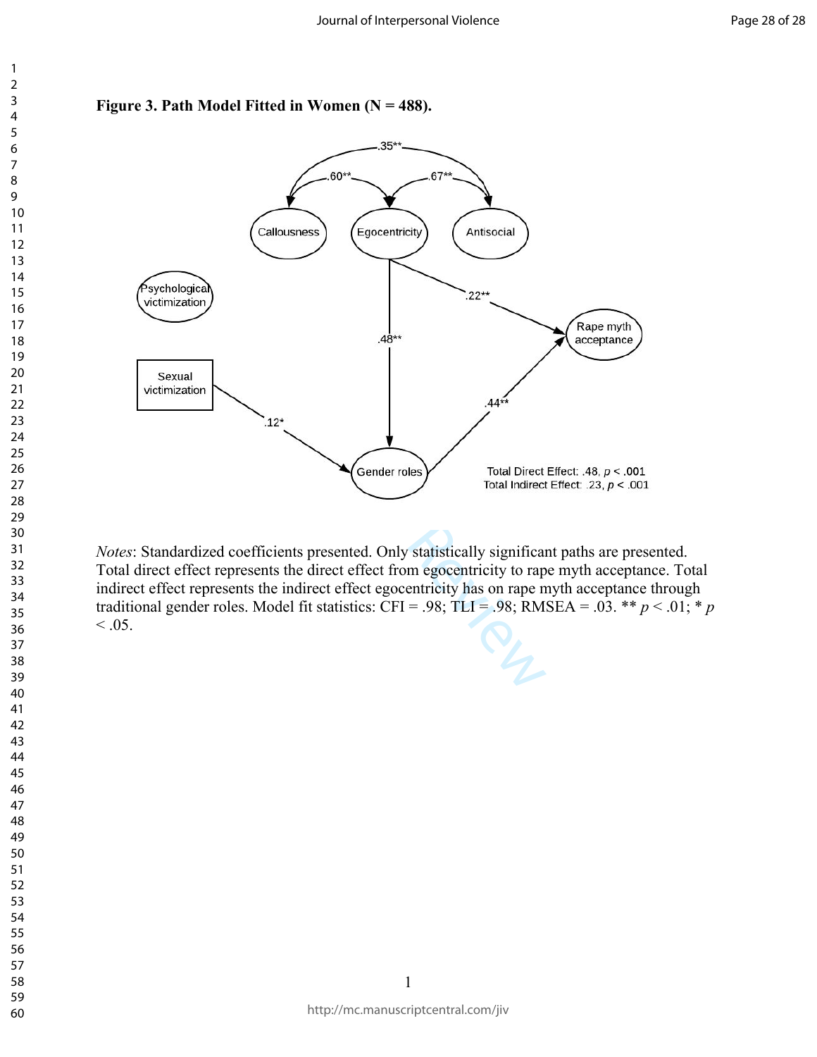**Figure 3. Path Model Fitted in Women (N = 488).**

.35**

.60**

.67**

Callousness

Egocentricity

Antisocial

Psychological victimization

.22**

Rape myth acceptance

.48**

Sexual victimization

.44**

.12*

Gender roles

Total Direct Effect: .48, $p < .001$

Total Indirect Effect: .23, $p < .001$

*Notes*: Standardized coefficients presented. Only statistically significant paths are presented. Total direct effect represents the direct effect from egocentricity to rape myth acceptance. Total indirect effect represents the indirect effect egocentricity has on rape myth acceptance through traditional gender roles. Model fit statistics: CFI = .98; TLI = .98; RMSEA = .03. ** $p < .01$; * $p < .05$.